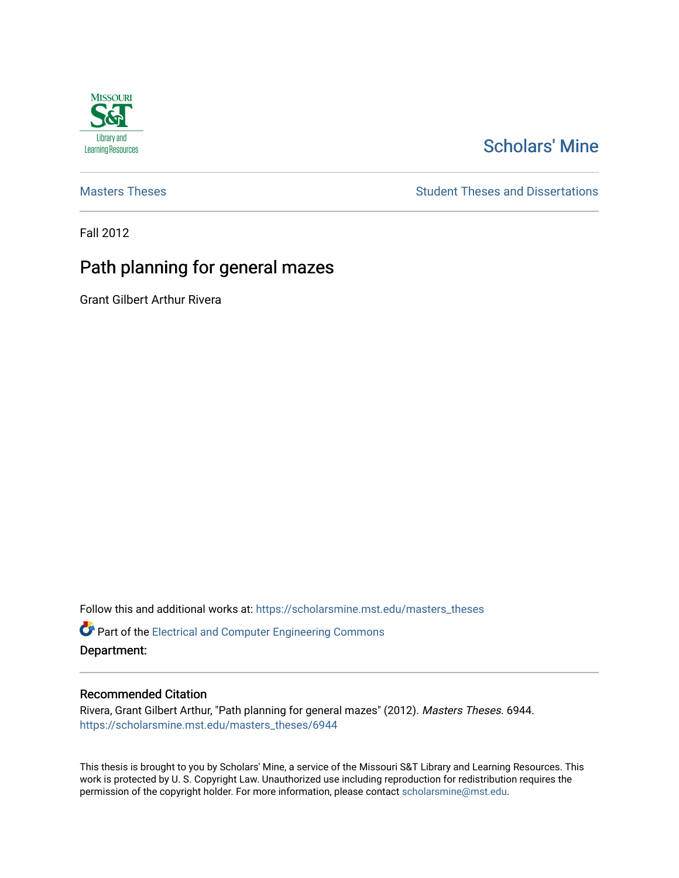Scholars' Mine

Masters Theses

Student Theses and Dissertations

Fall 2012

# Path planning for general mazes

Grant Gilbert Arthur Rivera

Follow this and additional works at: https://scholarsmine.mst.edu/masters_theses

Part of the Electrical and Computer Engineering Commons

**Department:**

## Recommended Citation

Rivera, Grant Gilbert Arthur, "Path planning for general mazes" (2012). *Masters Theses*. 6944.
https://scholarsmine.mst.edu/masters_theses/6944

This thesis is brought to you by Scholars' Mine, a service of the Missouri S&T Library and Learning Resources. This work is protected by U. S. Copyright Law. Unauthorized use including reproduction for redistribution requires the permission of the copyright holder. For more information, please contact scholarsmine@mst.edu.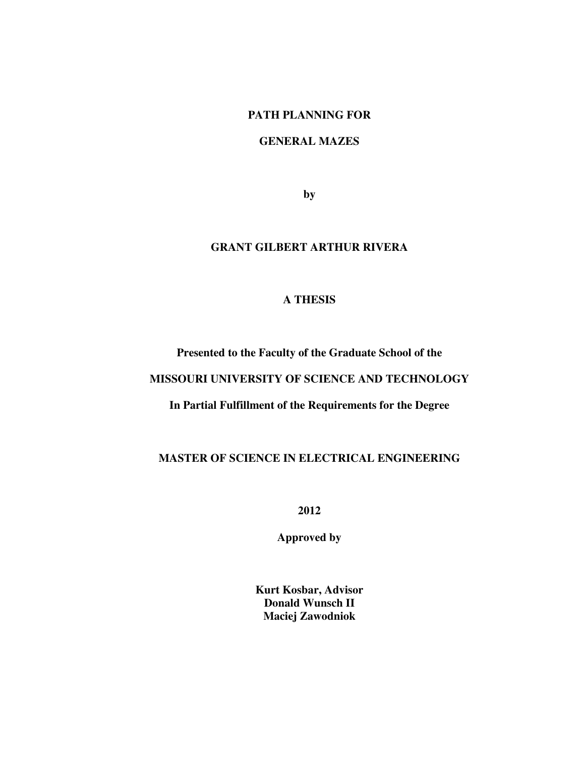**PATH PLANNING FOR**

**GENERAL MAZES**

**by**

**GRANT GILBERT ARTHUR RIVERA**

**A THESIS**

**Presented to the Faculty of the Graduate School of the**

**MISSOURI UNIVERSITY OF SCIENCE AND TECHNOLOGY**

**In Partial Fulfillment of the Requirements for the Degree**

**MASTER OF SCIENCE IN ELECTRICAL ENGINEERING**

**2012**

**Approved by**

**Kurt Kosbar, Advisor**
**Donald Wunsch II**
**Maciej Zawodniok**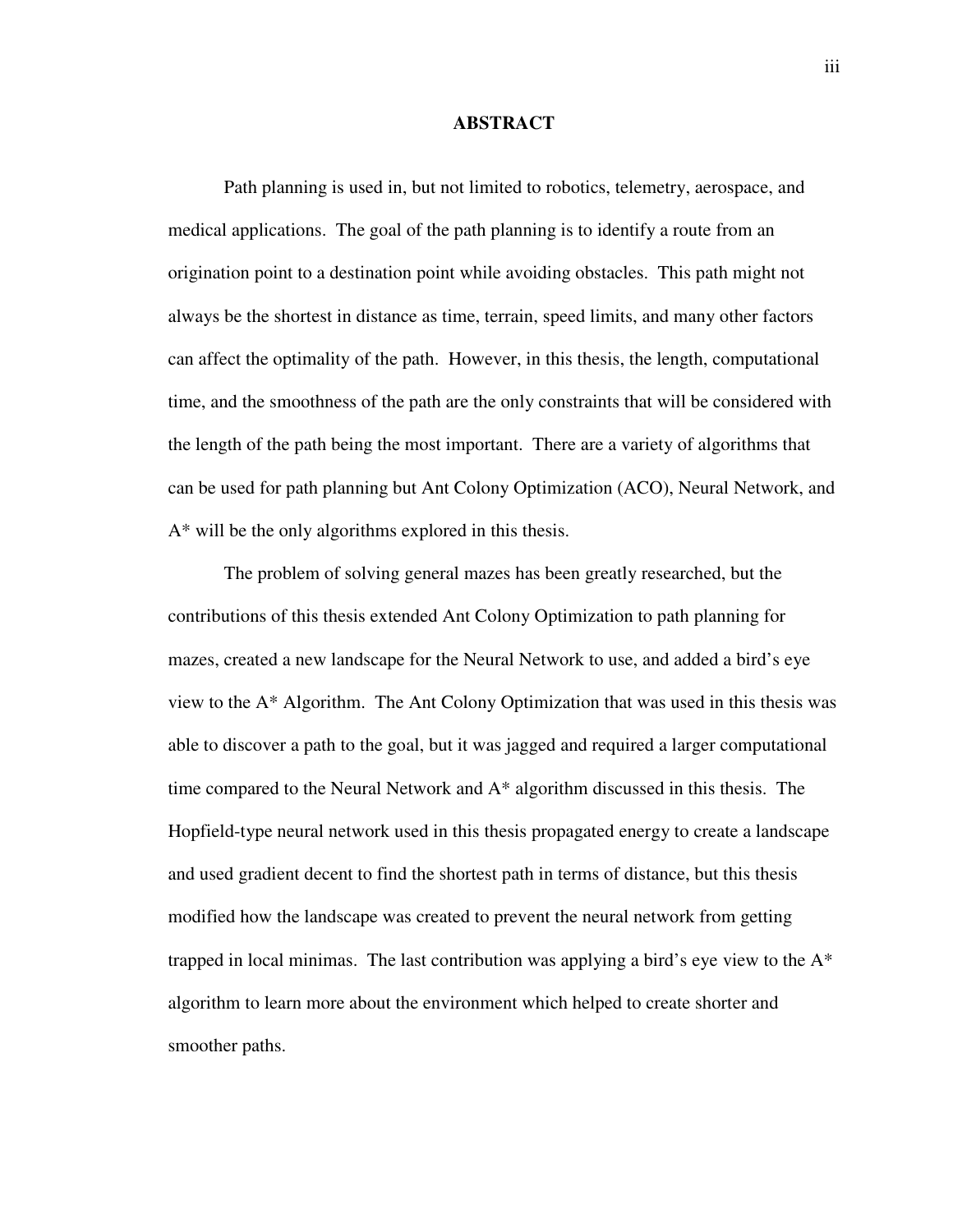# ABSTRACT

Path planning is used in, but not limited to robotics, telemetry, aerospace, and medical applications. The goal of the path planning is to identify a route from an origination point to a destination point while avoiding obstacles. This path might not always be the shortest in distance as time, terrain, speed limits, and many other factors can affect the optimality of the path. However, in this thesis, the length, computational time, and the smoothness of the path are the only constraints that will be considered with the length of the path being the most important. There are a variety of algorithms that can be used for path planning but Ant Colony Optimization (ACO), Neural Network, and A* will be the only algorithms explored in this thesis.

The problem of solving general mazes has been greatly researched, but the contributions of this thesis extended Ant Colony Optimization to path planning for mazes, created a new landscape for the Neural Network to use, and added a bird's eye view to the A* Algorithm. The Ant Colony Optimization that was used in this thesis was able to discover a path to the goal, but it was jagged and required a larger computational time compared to the Neural Network and A* algorithm discussed in this thesis. The Hopfield-type neural network used in this thesis propagated energy to create a landscape and used gradient decent to find the shortest path in terms of distance, but this thesis modified how the landscape was created to prevent the neural network from getting trapped in local minimas. The last contribution was applying a bird's eye view to the A* algorithm to learn more about the environment which helped to create shorter and smoother paths.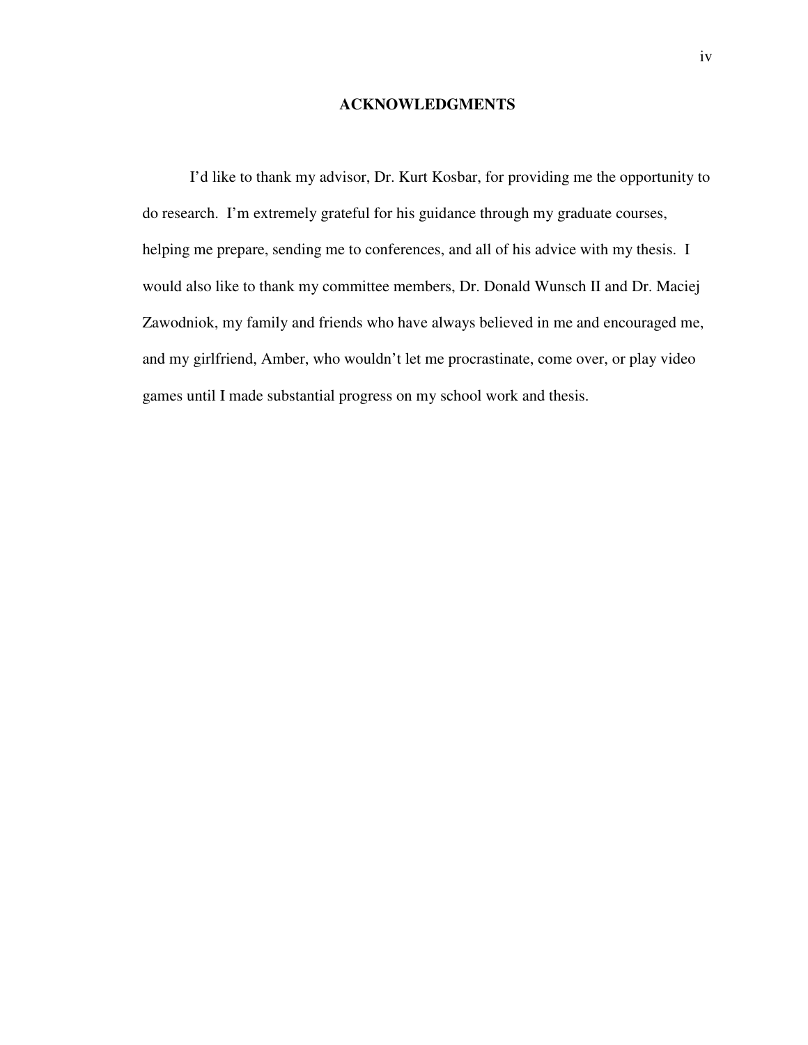# ACKNOWLEDGMENTS

I'd like to thank my advisor, Dr. Kurt Kosbar, for providing me the opportunity to do research. I'm extremely grateful for his guidance through my graduate courses, helping me prepare, sending me to conferences, and all of his advice with my thesis. I would also like to thank my committee members, Dr. Donald Wunsch II and Dr. Maciej Zawodniok, my family and friends who have always believed in me and encouraged me, and my girlfriend, Amber, who wouldn't let me procrastinate, come over, or play video games until I made substantial progress on my school work and thesis.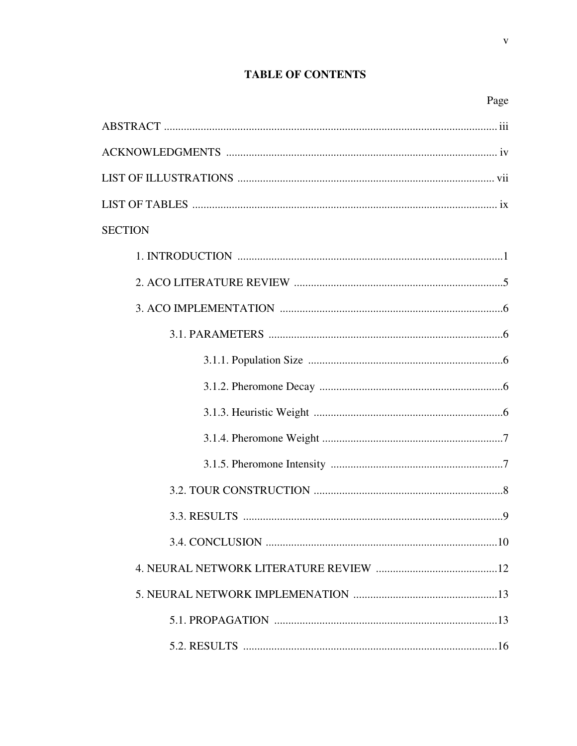# TABLE OF CONTENTS

Page

ABSTRACT ........................................................................................................................ iii

ACKNOWLEDGMENTS ................................................................................................ iv

LIST OF ILLUSTRATIONS ........................................................................................... vii

LIST OF TABLES ............................................................................................................ ix

SECTION

1. INTRODUCTION .............................................................................................1

2. ACO LITERATURE REVIEW ..........................................................................5

3. ACO IMPLEMENTATION ...............................................................................6

3.1. PARAMETERS ..................................................................................6

3.1.1. Population Size .....................................................................6

3.1.2. Pheromone Decay .................................................................6

3.1.3. Heuristic Weight ...................................................................6

3.1.4. Pheromone Weight ................................................................7

3.1.5. Pheromone Intensity .............................................................7

3.2. TOUR CONSTRUCTION ...................................................................8

3.3. RESULTS ...........................................................................................9

3.4. CONCLUSION ..................................................................................10

4. NEURAL NETWORK LITERATURE REVIEW ...........................................12

5. NEURAL NETWORK IMPLEMENATION ...................................................13

5.1. PROPAGATION ...............................................................................13

5.2. RESULTS ..........................................................................................16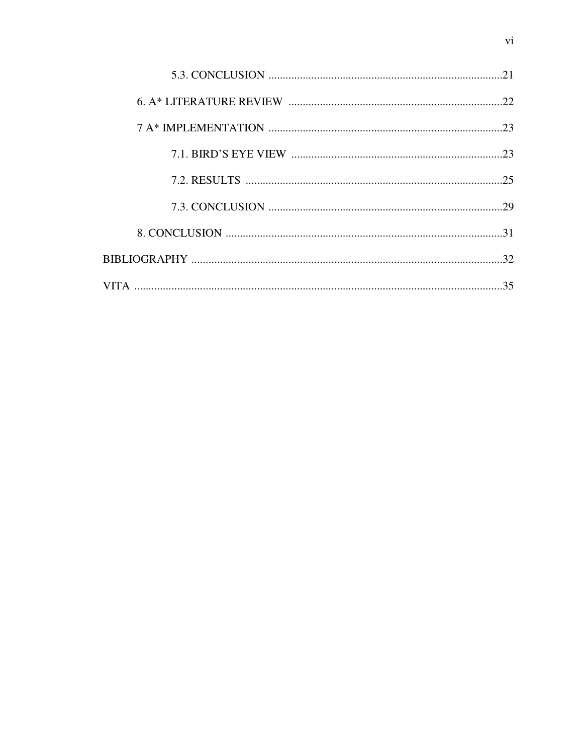5.3. CONCLUSION ....................................................................................21

6. A* LITERATURE REVIEW ............................................................................22

7 A* IMPLEMENTATION ....................................................................................23

7.1. BIRD'S EYE VIEW ...........................................................................23

7.2. RESULTS ...........................................................................................25

7.3. CONCLUSION ....................................................................................29

8. CONCLUSION ..................................................................................................31

BIBLIOGRAPHY ..................................................................................................32

VITA .......................................................................................................................35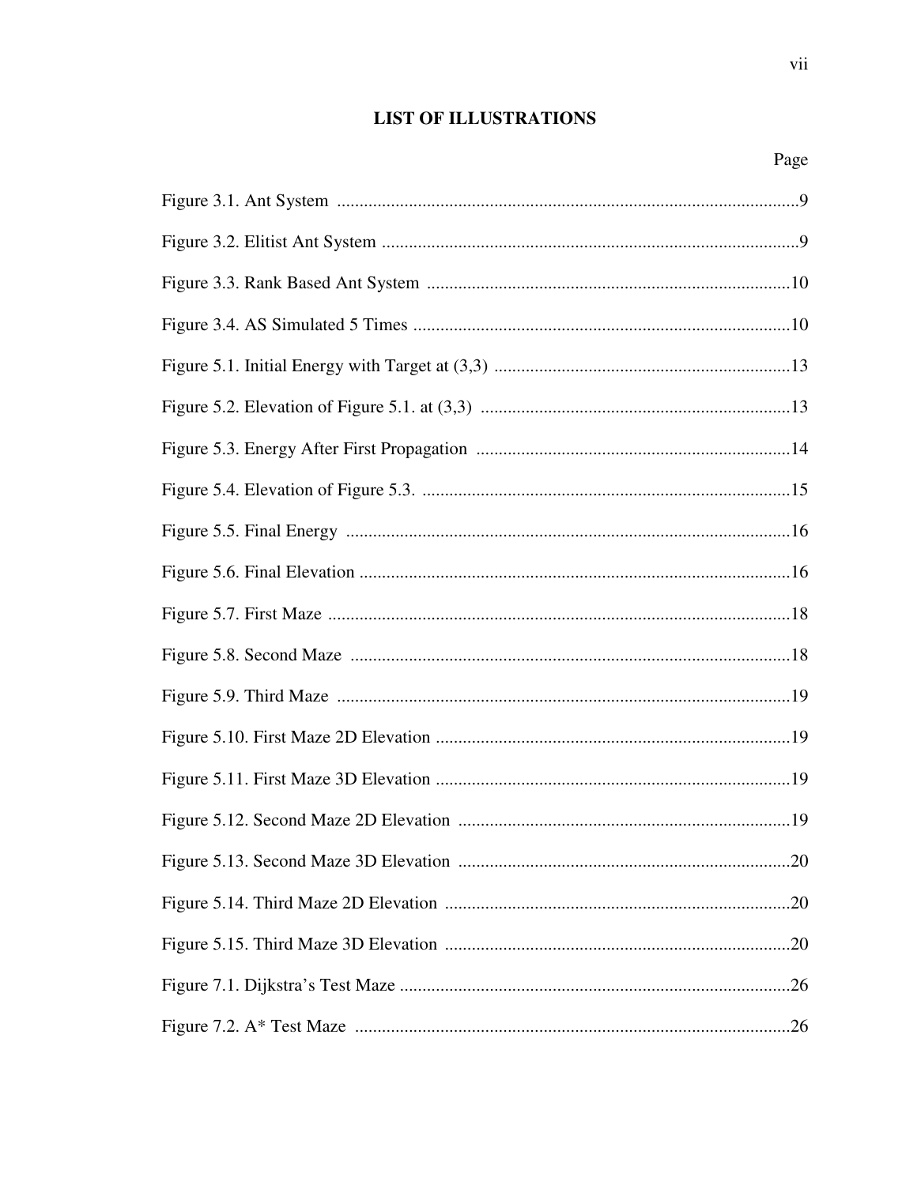## LIST OF ILLUSTRATIONS

| | Page |
|---|---|
| Figure 3.1. Ant System | 9 |
| Figure 3.2. Elitist Ant System | 9 |
| Figure 3.3. Rank Based Ant System | 10 |
| Figure 3.4. AS Simulated 5 Times | 10 |
| Figure 5.1. Initial Energy with Target at (3,3) | 13 |
| Figure 5.2. Elevation of Figure 5.1. at (3,3) | 13 |
| Figure 5.3. Energy After First Propagation | 14 |
| Figure 5.4. Elevation of Figure 5.3. | 15 |
| Figure 5.5. Final Energy | 16 |
| Figure 5.6. Final Elevation | 16 |
| Figure 5.7. First Maze | 18 |
| Figure 5.8. Second Maze | 18 |
| Figure 5.9. Third Maze | 19 |
| Figure 5.10. First Maze 2D Elevation | 19 |
| Figure 5.11. First Maze 3D Elevation | 19 |
| Figure 5.12. Second Maze 2D Elevation | 19 |
| Figure 5.13. Second Maze 3D Elevation | 20 |
| Figure 5.14. Third Maze 2D Elevation | 20 |
| Figure 5.15. Third Maze 3D Elevation | 20 |
| Figure 7.1. Dijkstra's Test Maze | 26 |
| Figure 7.2. A* Test Maze | 26 |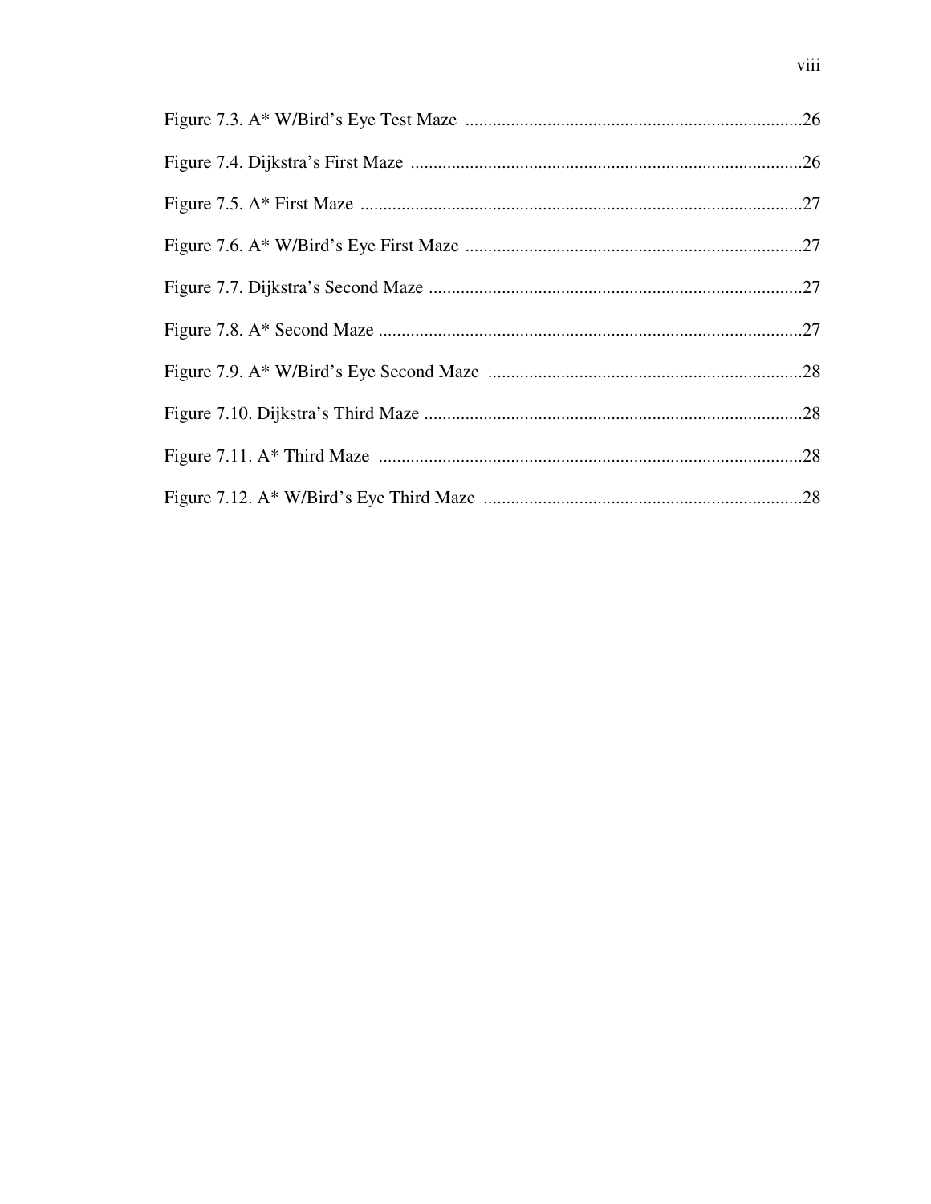Figure 7.3. A* W/Bird's Eye Test Maze ..........................................................................26

Figure 7.4. Dijkstra's First Maze ......................................................................................26

Figure 7.5. A* First Maze .................................................................................................27

Figure 7.6. A* W/Bird's Eye First Maze ..........................................................................27

Figure 7.7. Dijkstra's Second Maze ..................................................................................27

Figure 7.8. A* Second Maze .............................................................................................27

Figure 7.9. A* W/Bird's Eye Second Maze .....................................................................28

Figure 7.10. Dijkstra's Third Maze ...................................................................................28

Figure 7.11. A* Third Maze .............................................................................................28

Figure 7.12. A* W/Bird's Eye Third Maze ......................................................................28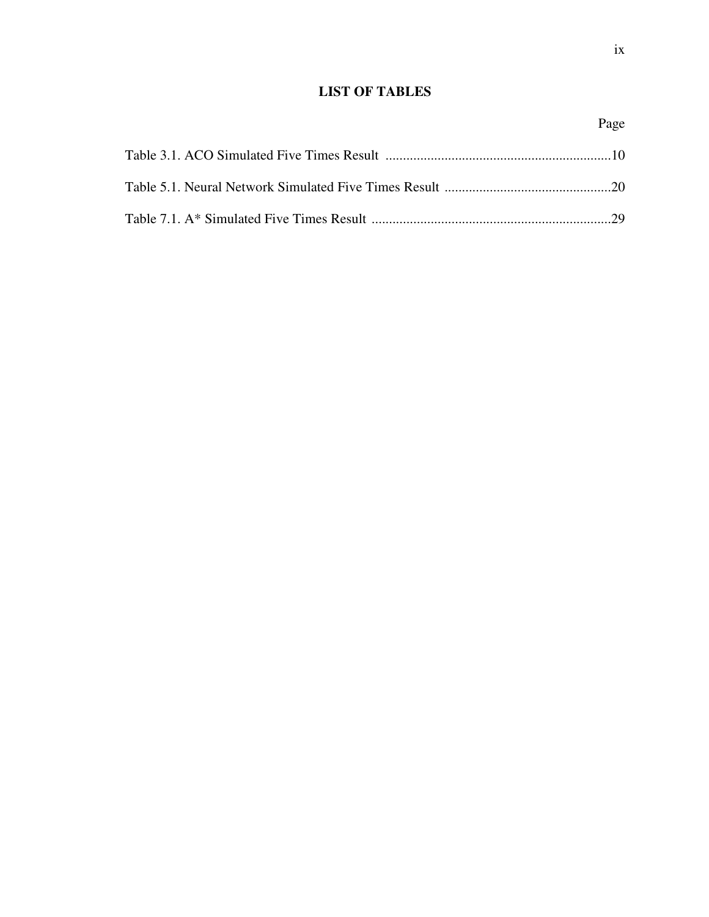## LIST OF TABLES

Page

Table 3.1. ACO Simulated Five Times Result ................................................................10

Table 5.1. Neural Network Simulated Five Times Result ................................................20

Table 7.1. A* Simulated Five Times Result .....................................................................29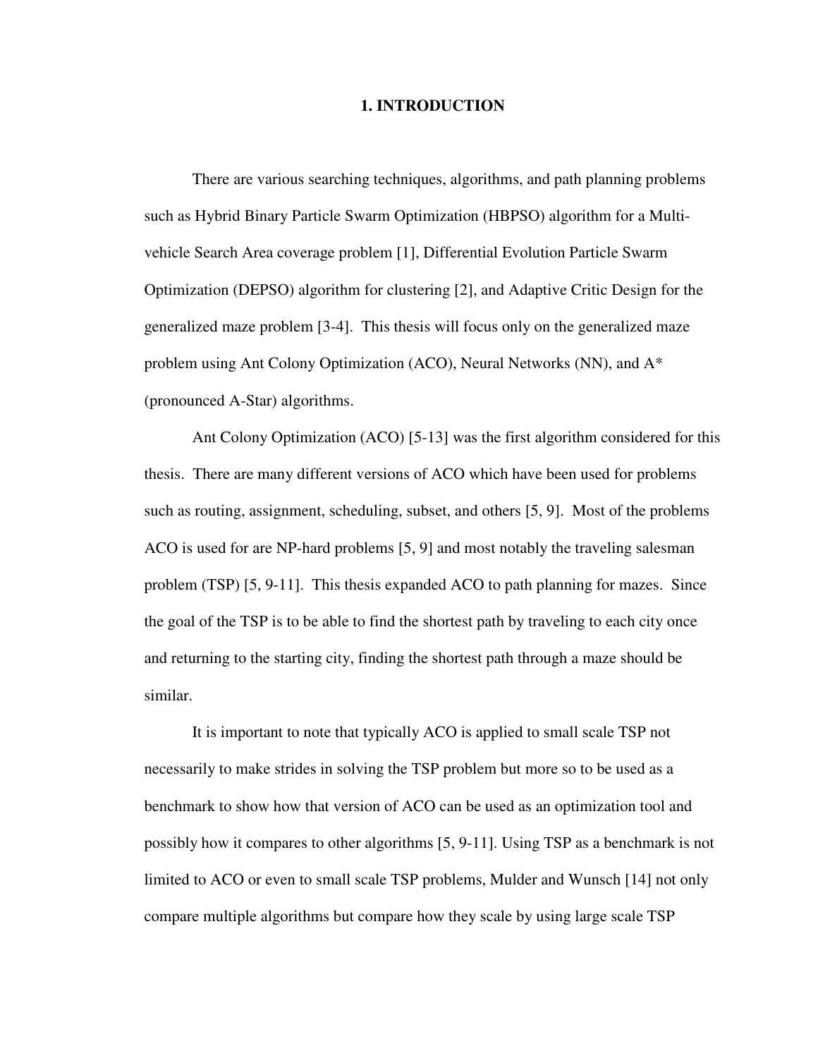# 1. INTRODUCTION

There are various searching techniques, algorithms, and path planning problems such as Hybrid Binary Particle Swarm Optimization (HBPSO) algorithm for a Multi-vehicle Search Area coverage problem [1], Differential Evolution Particle Swarm Optimization (DEPSO) algorithm for clustering [2], and Adaptive Critic Design for the generalized maze problem [3-4]. This thesis will focus only on the generalized maze problem using Ant Colony Optimization (ACO), Neural Networks (NN), and A* (pronounced A-Star) algorithms.

Ant Colony Optimization (ACO) [5-13] was the first algorithm considered for this thesis. There are many different versions of ACO which have been used for problems such as routing, assignment, scheduling, subset, and others [5, 9]. Most of the problems ACO is used for are NP-hard problems [5, 9] and most notably the traveling salesman problem (TSP) [5, 9-11]. This thesis expanded ACO to path planning for mazes. Since the goal of the TSP is to be able to find the shortest path by traveling to each city once and returning to the starting city, finding the shortest path through a maze should be similar.

It is important to note that typically ACO is applied to small scale TSP not necessarily to make strides in solving the TSP problem but more so to be used as a benchmark to show how that version of ACO can be used as an optimization tool and possibly how it compares to other algorithms [5, 9-11]. Using TSP as a benchmark is not limited to ACO or even to small scale TSP problems, Mulder and Wunsch [14] not only compare multiple algorithms but compare how they scale by using large scale TSP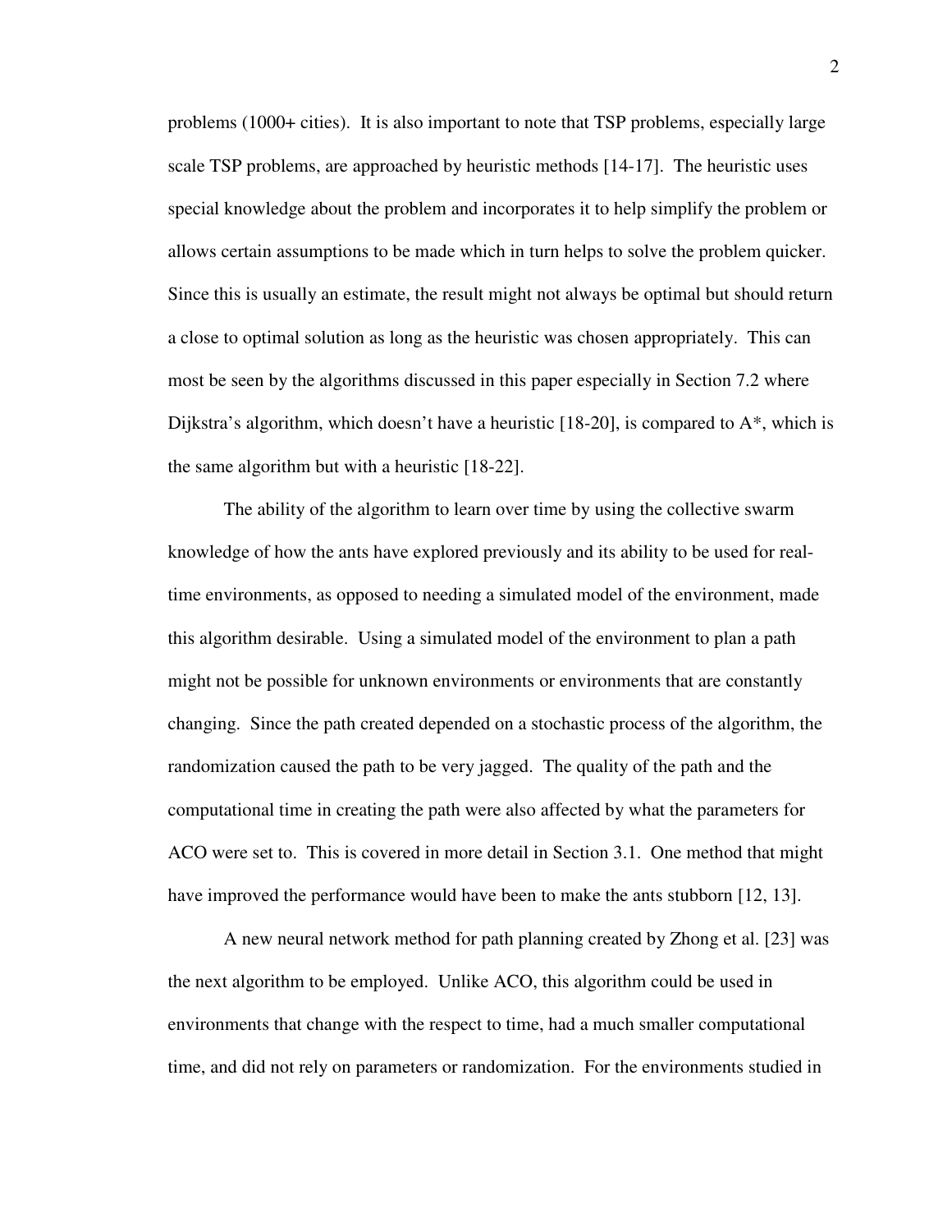problems (1000+ cities). It is also important to note that TSP problems, especially large scale TSP problems, are approached by heuristic methods [14-17]. The heuristic uses special knowledge about the problem and incorporates it to help simplify the problem or allows certain assumptions to be made which in turn helps to solve the problem quicker. Since this is usually an estimate, the result might not always be optimal but should return a close to optimal solution as long as the heuristic was chosen appropriately. This can most be seen by the algorithms discussed in this paper especially in Section 7.2 where Dijkstra's algorithm, which doesn't have a heuristic [18-20], is compared to A*, which is the same algorithm but with a heuristic [18-22].

The ability of the algorithm to learn over time by using the collective swarm knowledge of how the ants have explored previously and its ability to be used for real-time environments, as opposed to needing a simulated model of the environment, made this algorithm desirable. Using a simulated model of the environment to plan a path might not be possible for unknown environments or environments that are constantly changing. Since the path created depended on a stochastic process of the algorithm, the randomization caused the path to be very jagged. The quality of the path and the computational time in creating the path were also affected by what the parameters for ACO were set to. This is covered in more detail in Section 3.1. One method that might have improved the performance would have been to make the ants stubborn [12, 13].

A new neural network method for path planning created by Zhong et al. [23] was the next algorithm to be employed. Unlike ACO, this algorithm could be used in environments that change with the respect to time, had a much smaller computational time, and did not rely on parameters or randomization. For the environments studied in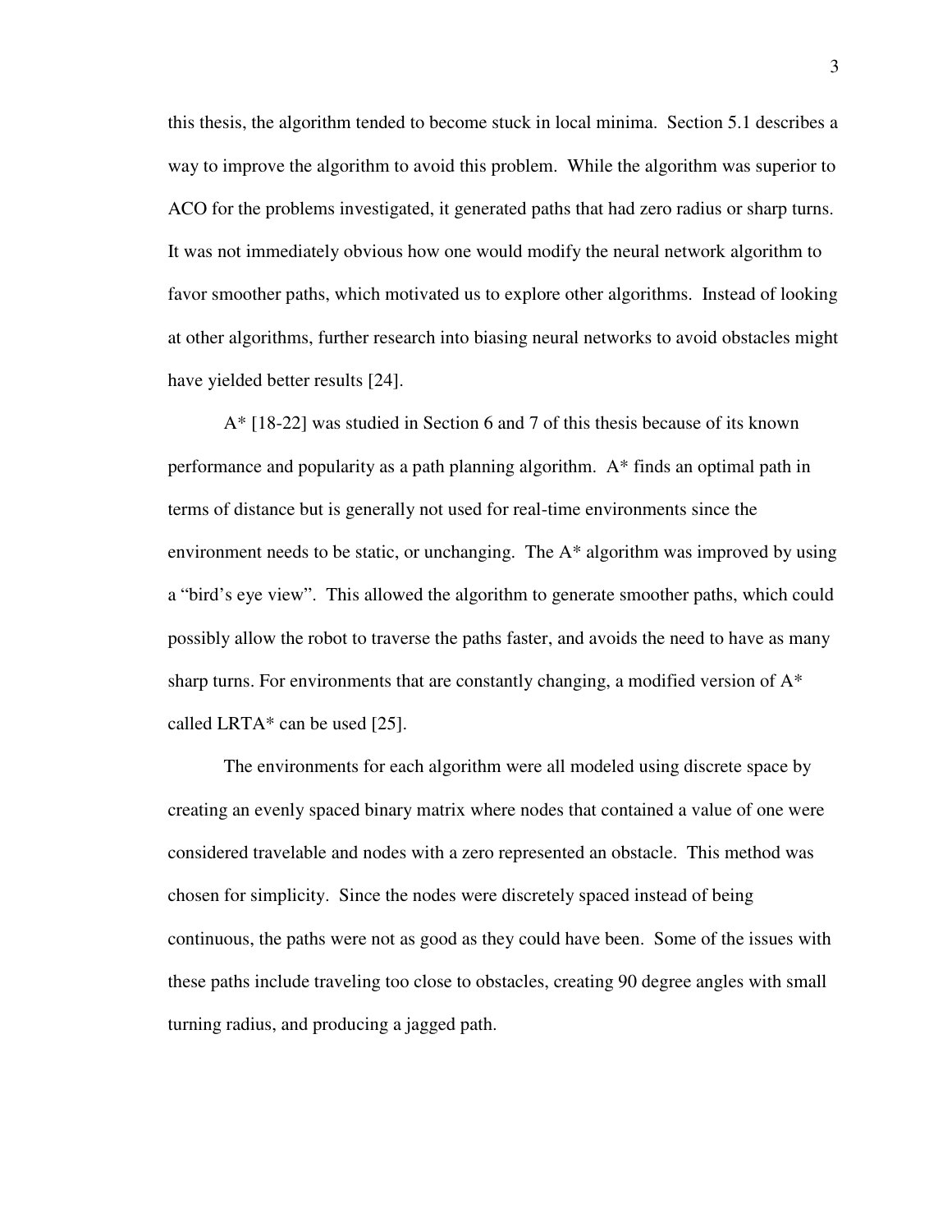this thesis, the algorithm tended to become stuck in local minima. Section 5.1 describes a way to improve the algorithm to avoid this problem. While the algorithm was superior to ACO for the problems investigated, it generated paths that had zero radius or sharp turns. It was not immediately obvious how one would modify the neural network algorithm to favor smoother paths, which motivated us to explore other algorithms. Instead of looking at other algorithms, further research into biasing neural networks to avoid obstacles might have yielded better results [24].

A* [18-22] was studied in Section 6 and 7 of this thesis because of its known performance and popularity as a path planning algorithm. A* finds an optimal path in terms of distance but is generally not used for real-time environments since the environment needs to be static, or unchanging. The A* algorithm was improved by using a "bird's eye view". This allowed the algorithm to generate smoother paths, which could possibly allow the robot to traverse the paths faster, and avoids the need to have as many sharp turns. For environments that are constantly changing, a modified version of A* called LRTA* can be used [25].

The environments for each algorithm were all modeled using discrete space by creating an evenly spaced binary matrix where nodes that contained a value of one were considered travelable and nodes with a zero represented an obstacle. This method was chosen for simplicity. Since the nodes were discretely spaced instead of being continuous, the paths were not as good as they could have been. Some of the issues with these paths include traveling too close to obstacles, creating 90 degree angles with small turning radius, and producing a jagged path.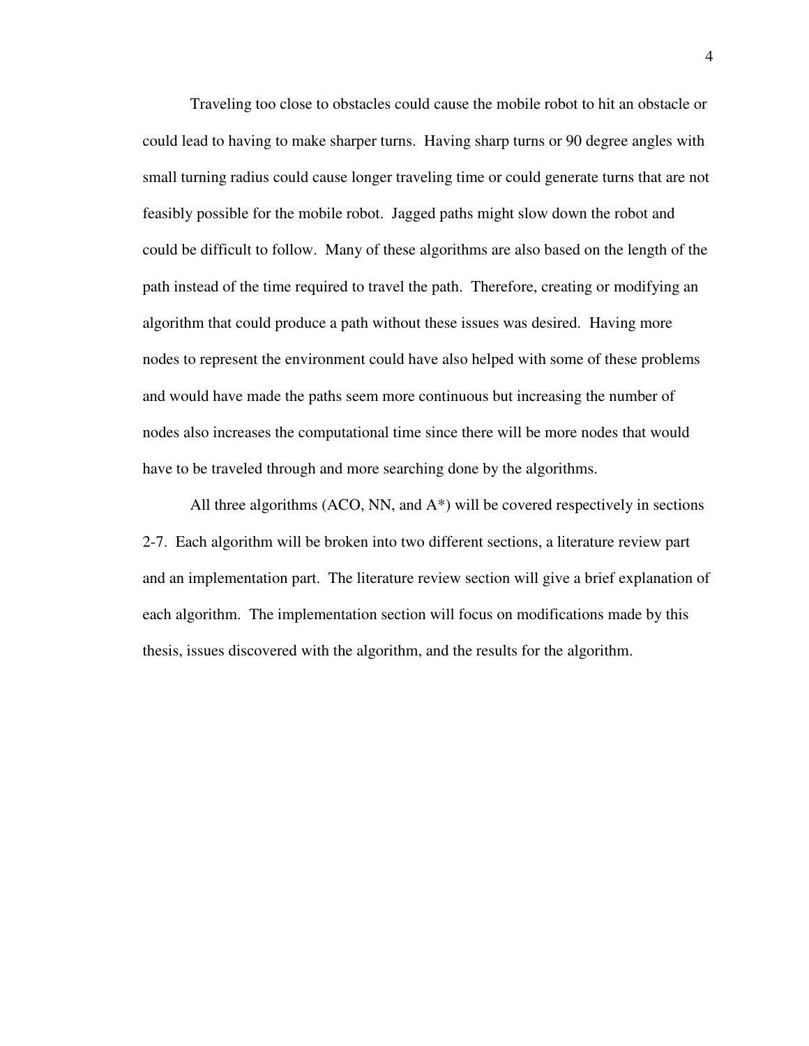Traveling too close to obstacles could cause the mobile robot to hit an obstacle or could lead to having to make sharper turns. Having sharp turns or 90 degree angles with small turning radius could cause longer traveling time or could generate turns that are not feasibly possible for the mobile robot. Jagged paths might slow down the robot and could be difficult to follow. Many of these algorithms are also based on the length of the path instead of the time required to travel the path. Therefore, creating or modifying an algorithm that could produce a path without these issues was desired. Having more nodes to represent the environment could have also helped with some of these problems and would have made the paths seem more continuous but increasing the number of nodes also increases the computational time since there will be more nodes that would have to be traveled through and more searching done by the algorithms.

All three algorithms (ACO, NN, and A*) will be covered respectively in sections 2-7. Each algorithm will be broken into two different sections, a literature review part and an implementation part. The literature review section will give a brief explanation of each algorithm. The implementation section will focus on modifications made by this thesis, issues discovered with the algorithm, and the results for the algorithm.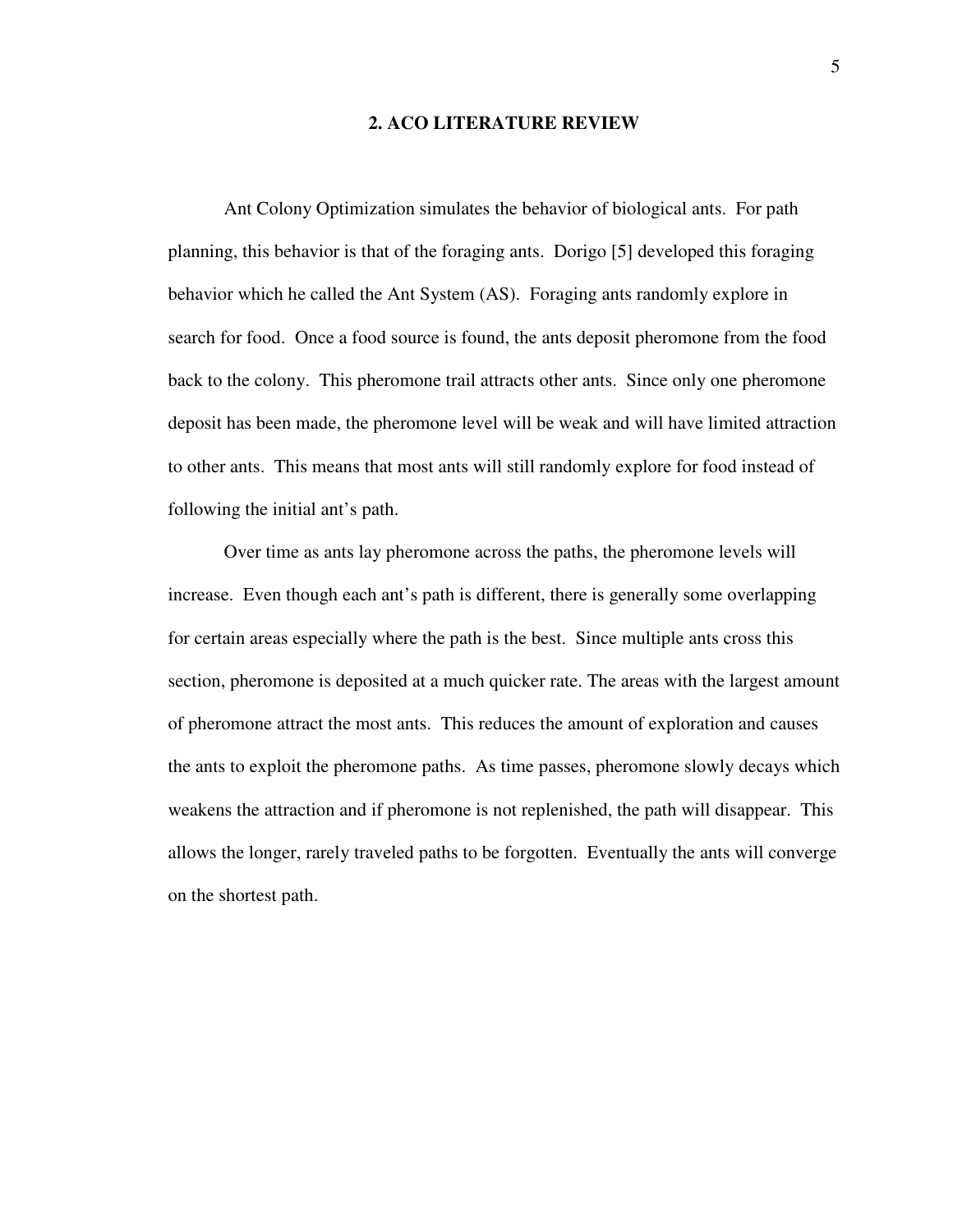## 2. ACO LITERATURE REVIEW

Ant Colony Optimization simulates the behavior of biological ants. For path planning, this behavior is that of the foraging ants. Dorigo [5] developed this foraging behavior which he called the Ant System (AS). Foraging ants randomly explore in search for food. Once a food source is found, the ants deposit pheromone from the food back to the colony. This pheromone trail attracts other ants. Since only one pheromone deposit has been made, the pheromone level will be weak and will have limited attraction to other ants. This means that most ants will still randomly explore for food instead of following the initial ant's path.

Over time as ants lay pheromone across the paths, the pheromone levels will increase. Even though each ant's path is different, there is generally some overlapping for certain areas especially where the path is the best. Since multiple ants cross this section, pheromone is deposited at a much quicker rate. The areas with the largest amount of pheromone attract the most ants. This reduces the amount of exploration and causes the ants to exploit the pheromone paths. As time passes, pheromone slowly decays which weakens the attraction and if pheromone is not replenished, the path will disappear. This allows the longer, rarely traveled paths to be forgotten. Eventually the ants will converge on the shortest path.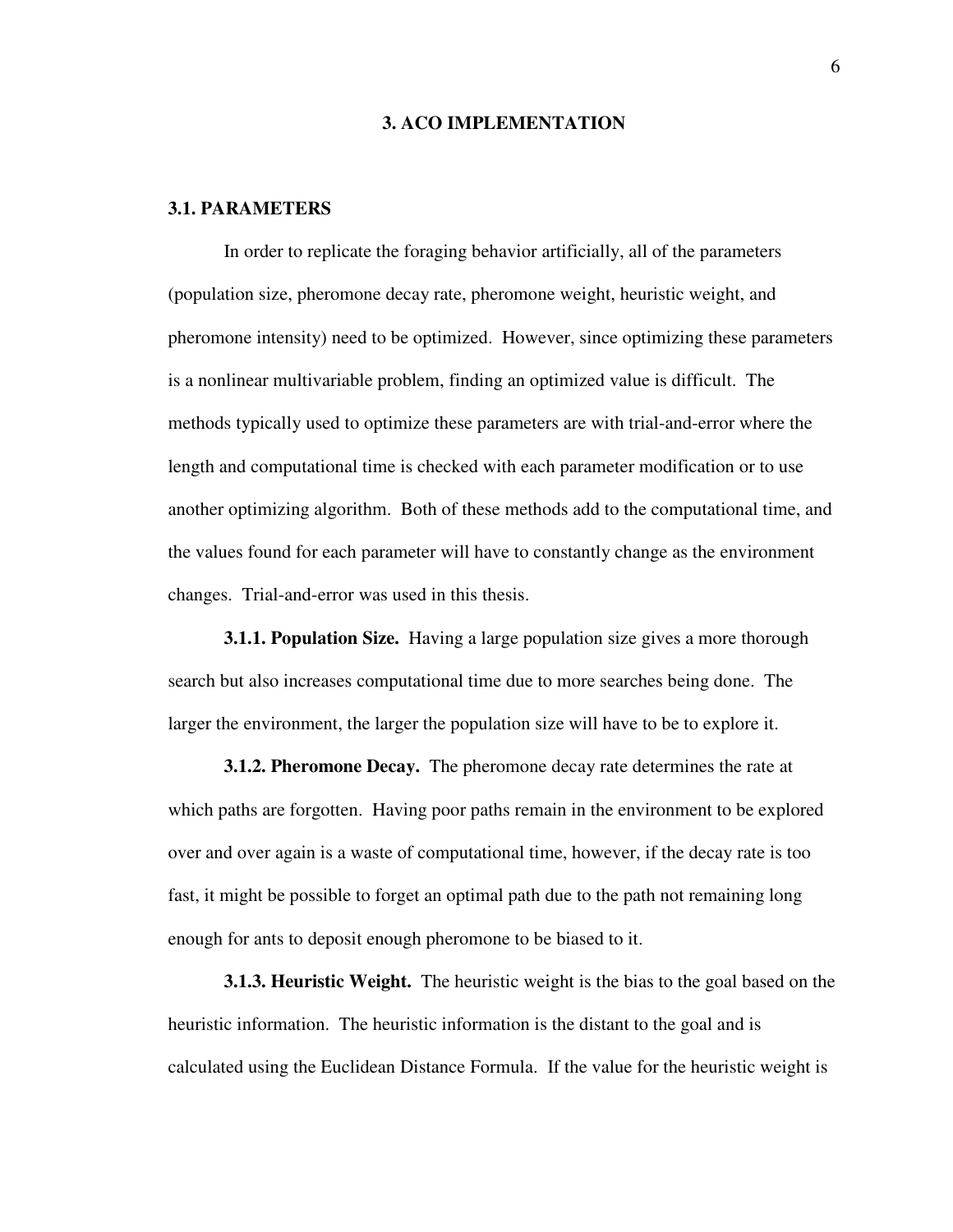# 3. ACO IMPLEMENTATION

## 3.1. PARAMETERS

In order to replicate the foraging behavior artificially, all of the parameters (population size, pheromone decay rate, pheromone weight, heuristic weight, and pheromone intensity) need to be optimized. However, since optimizing these parameters is a nonlinear multivariable problem, finding an optimized value is difficult. The methods typically used to optimize these parameters are with trial-and-error where the length and computational time is checked with each parameter modification or to use another optimizing algorithm. Both of these methods add to the computational time, and the values found for each parameter will have to constantly change as the environment changes. Trial-and-error was used in this thesis.

**3.1.1. Population Size.** Having a large population size gives a more thorough search but also increases computational time due to more searches being done. The larger the environment, the larger the population size will have to be to explore it.

**3.1.2. Pheromone Decay.** The pheromone decay rate determines the rate at which paths are forgotten. Having poor paths remain in the environment to be explored over and over again is a waste of computational time, however, if the decay rate is too fast, it might be possible to forget an optimal path due to the path not remaining long enough for ants to deposit enough pheromone to be biased to it.

**3.1.3. Heuristic Weight.** The heuristic weight is the bias to the goal based on the heuristic information. The heuristic information is the distant to the goal and is calculated using the Euclidean Distance Formula. If the value for the heuristic weight is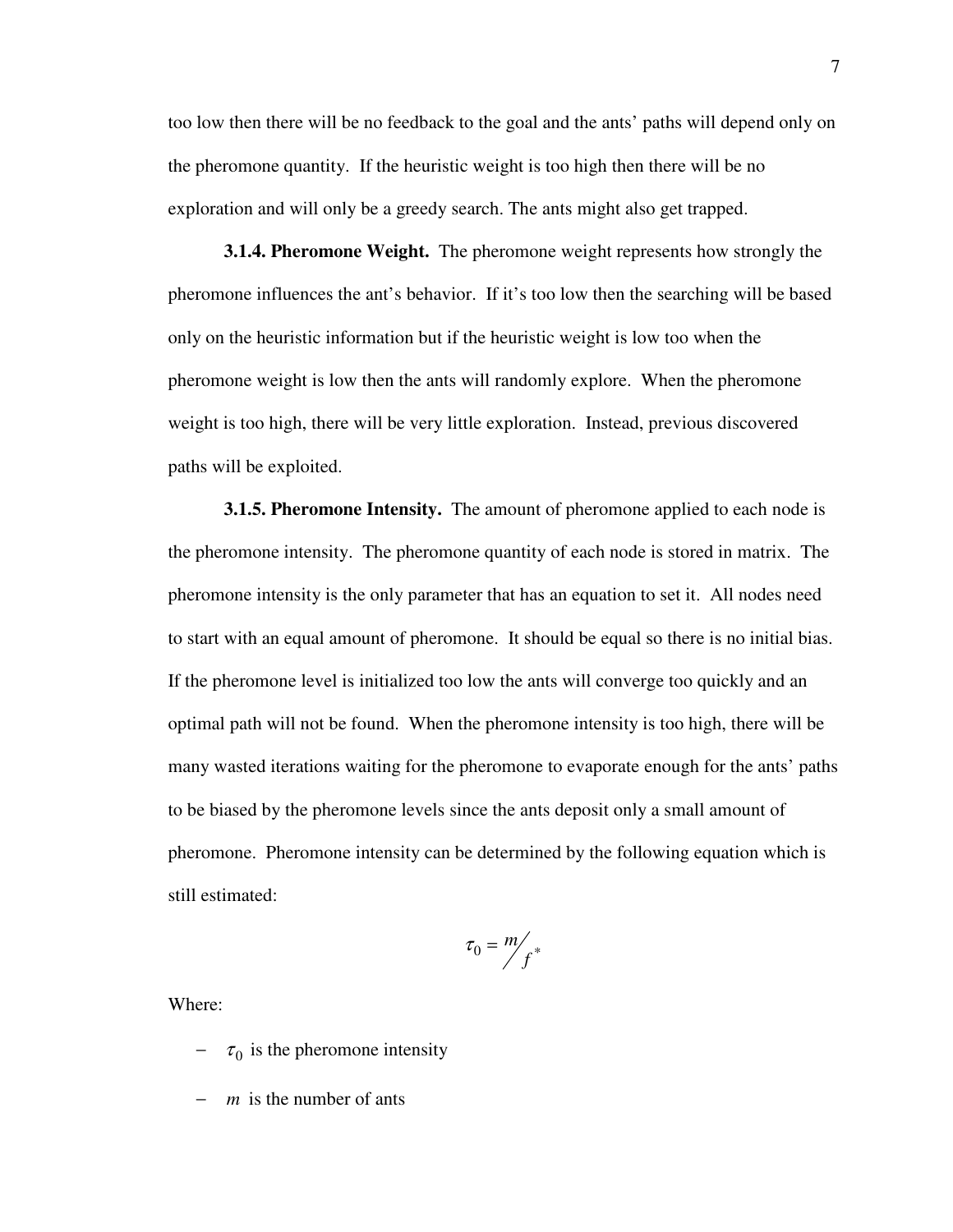too low then there will be no feedback to the goal and the ants' paths will depend only on the pheromone quantity. If the heuristic weight is too high then there will be no exploration and will only be a greedy search. The ants might also get trapped.

**3.1.4. Pheromone Weight.** The pheromone weight represents how strongly the pheromone influences the ant's behavior. If it's too low then the searching will be based only on the heuristic information but if the heuristic weight is low too when the pheromone weight is low then the ants will randomly explore. When the pheromone weight is too high, there will be very little exploration. Instead, previous discovered paths will be exploited.

**3.1.5. Pheromone Intensity.** The amount of pheromone applied to each node is the pheromone intensity. The pheromone quantity of each node is stored in matrix. The pheromone intensity is the only parameter that has an equation to set it. All nodes need to start with an equal amount of pheromone. It should be equal so there is no initial bias. If the pheromone level is initialized too low the ants will converge too quickly and an optimal path will not be found. When the pheromone intensity is too high, there will be many wasted iterations waiting for the pheromone to evaporate enough for the ants' paths to be biased by the pheromone levels since the ants deposit only a small amount of pheromone. Pheromone intensity can be determined by the following equation which is still estimated:

$$\tau_0 = m / f^*$$

Where:

- $\tau_0$ is the pheromone intensity
- $m$ is the number of ants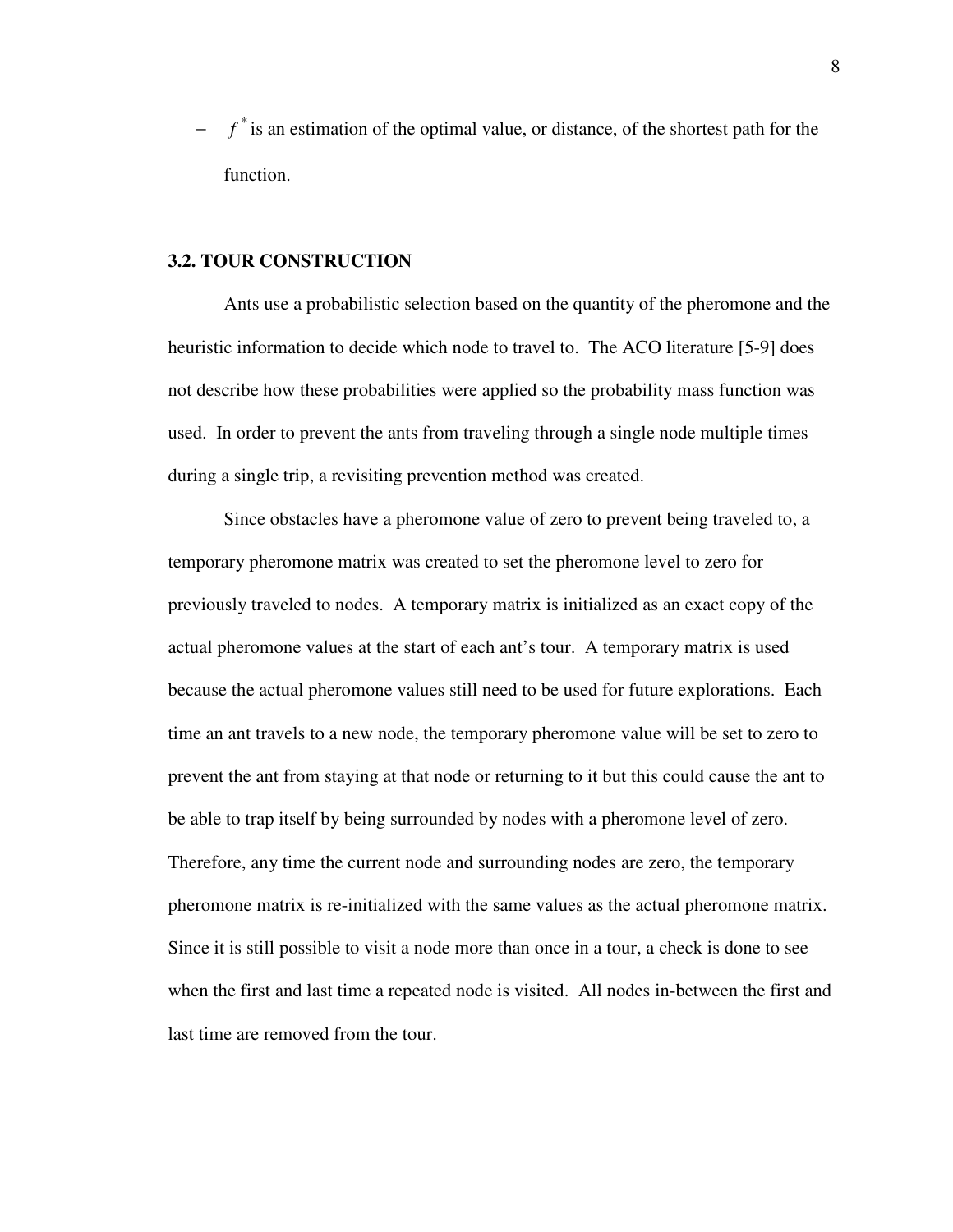- $f^*$ is an estimation of the optimal value, or distance, of the shortest path for the function.

### 3.2. TOUR CONSTRUCTION

Ants use a probabilistic selection based on the quantity of the pheromone and the heuristic information to decide which node to travel to. The ACO literature [5-9] does not describe how these probabilities were applied so the probability mass function was used. In order to prevent the ants from traveling through a single node multiple times during a single trip, a revisiting prevention method was created.

Since obstacles have a pheromone value of zero to prevent being traveled to, a temporary pheromone matrix was created to set the pheromone level to zero for previously traveled to nodes. A temporary matrix is initialized as an exact copy of the actual pheromone values at the start of each ant's tour. A temporary matrix is used because the actual pheromone values still need to be used for future explorations. Each time an ant travels to a new node, the temporary pheromone value will be set to zero to prevent the ant from staying at that node or returning to it but this could cause the ant to be able to trap itself by being surrounded by nodes with a pheromone level of zero. Therefore, any time the current node and surrounding nodes are zero, the temporary pheromone matrix is re-initialized with the same values as the actual pheromone matrix. Since it is still possible to visit a node more than once in a tour, a check is done to see when the first and last time a repeated node is visited. All nodes in-between the first and last time are removed from the tour.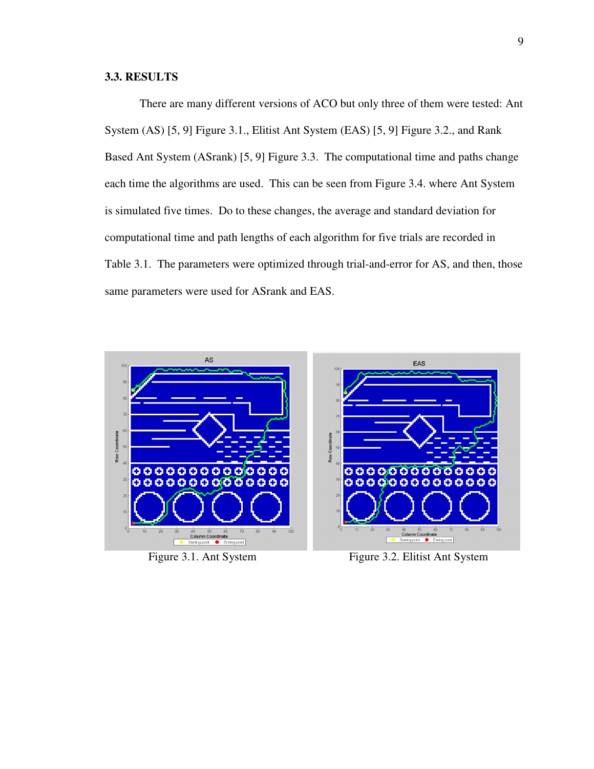### 3.3. RESULTS

There are many different versions of ACO but only three of them were tested: Ant System (AS) [5, 9] Figure 3.1., Elitist Ant System (EAS) [5, 9] Figure 3.2., and Rank Based Ant System (ASrank) [5, 9] Figure 3.3. The computational time and paths change each time the algorithms are used. This can be seen from Figure 3.4. where Ant System is simulated five times. Do to these changes, the average and standard deviation for computational time and path lengths of each algorithm for five trials are recorded in Table 3.1. The parameters were optimized through trial-and-error for AS, and then, those same parameters were used for ASrank and EAS.

Figure 3.1. Ant System

Figure 3.2. Elitist Ant System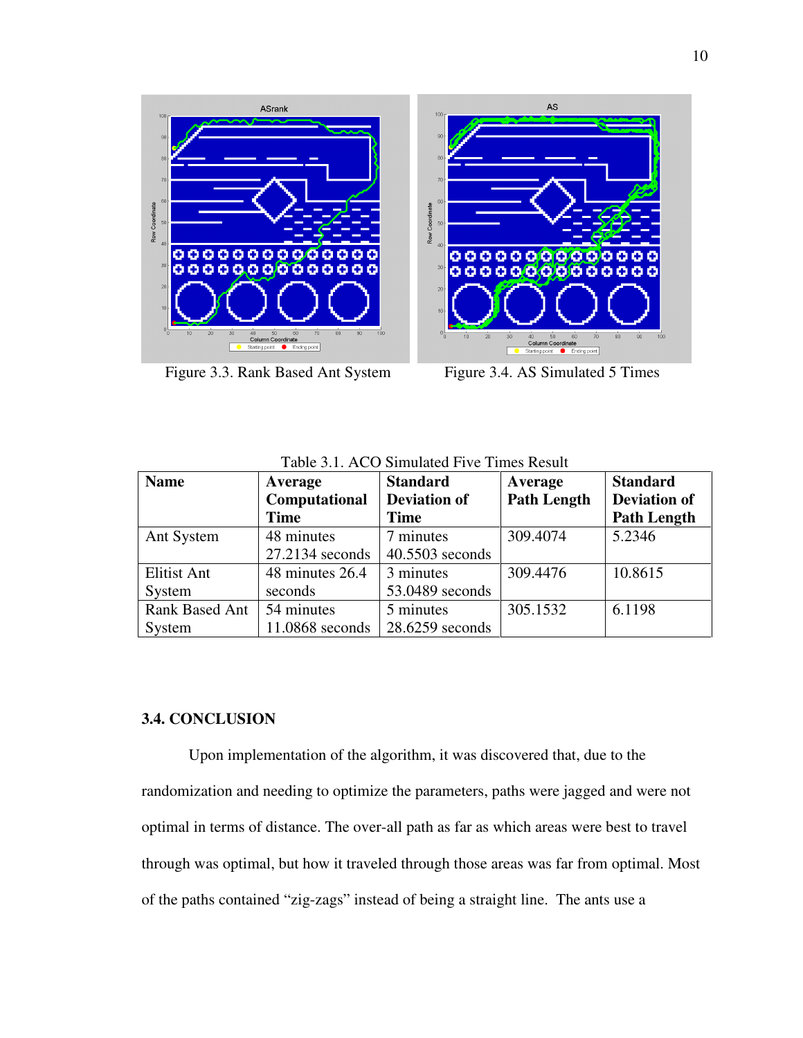Figure 3.3. Rank Based Ant System

Figure 3.4. AS Simulated 5 Times

Table 3.1. ACO Simulated Five Times Result

| Name | Average Computational Time | Standard Deviation of Time | Average Path Length | Standard Deviation of Path Length |
|---|---|---|---|---|
| Ant System | 48 minutes 27.2134 seconds | 7 minutes 40.5503 seconds | 309.4074 | 5.2346 |
| Elitist Ant System | 48 minutes 26.4 seconds | 3 minutes 53.0489 seconds | 309.4476 | 10.8615 |
| Rank Based Ant System | 54 minutes 11.0868 seconds | 5 minutes 28.6259 seconds | 305.1532 | 6.1198 |

### 3.4. CONCLUSION

Upon implementation of the algorithm, it was discovered that, due to the randomization and needing to optimize the parameters, paths were jagged and were not optimal in terms of distance. The over-all path as far as which areas were best to travel through was optimal, but how it traveled through those areas was far from optimal. Most of the paths contained "zig-zags" instead of being a straight line. The ants use a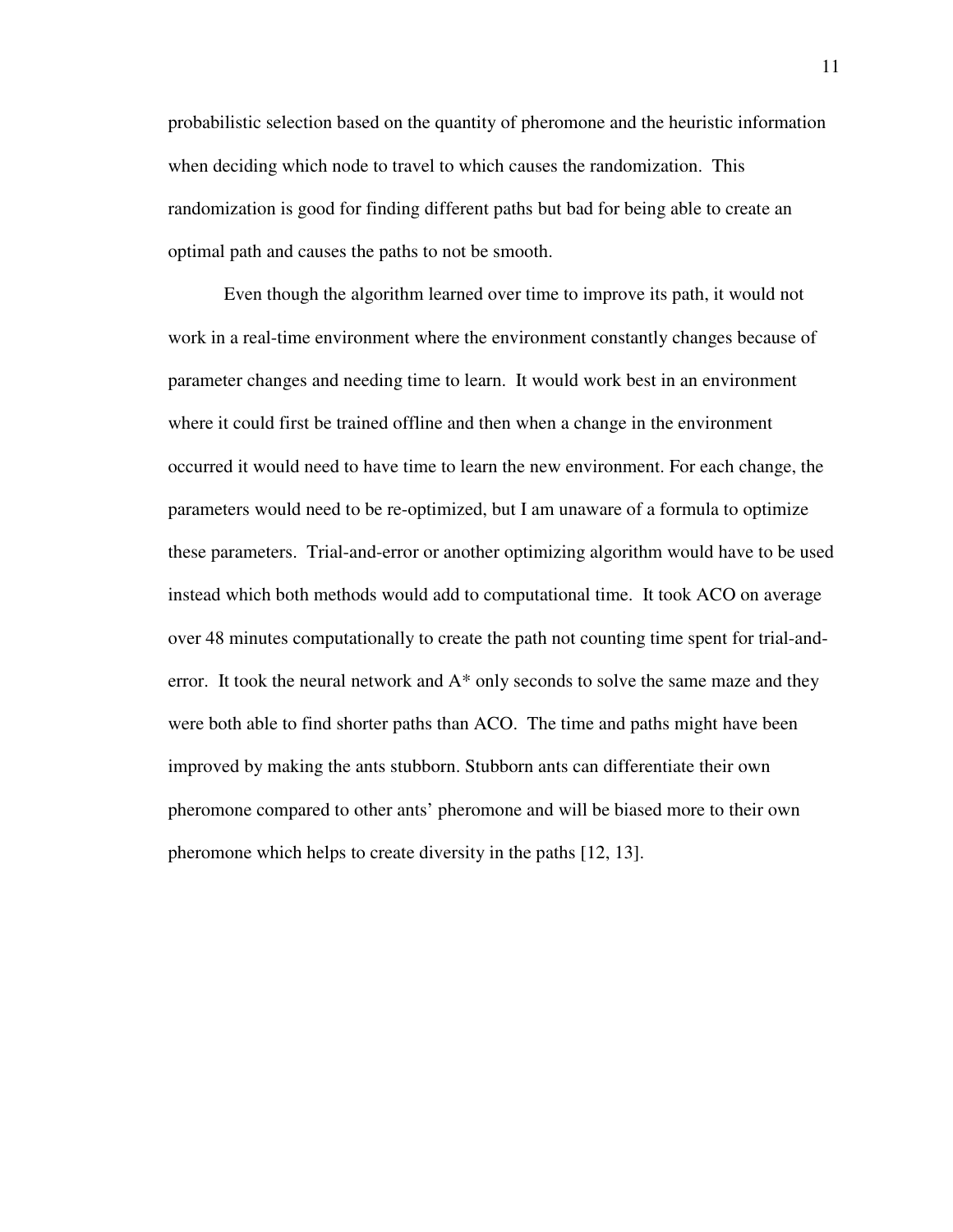probabilistic selection based on the quantity of pheromone and the heuristic information when deciding which node to travel to which causes the randomization. This randomization is good for finding different paths but bad for being able to create an optimal path and causes the paths to not be smooth.

Even though the algorithm learned over time to improve its path, it would not work in a real-time environment where the environment constantly changes because of parameter changes and needing time to learn. It would work best in an environment where it could first be trained offline and then when a change in the environment occurred it would need to have time to learn the new environment. For each change, the parameters would need to be re-optimized, but I am unaware of a formula to optimize these parameters. Trial-and-error or another optimizing algorithm would have to be used instead which both methods would add to computational time. It took ACO on average over 48 minutes computationally to create the path not counting time spent for trial-and-error. It took the neural network and A* only seconds to solve the same maze and they were both able to find shorter paths than ACO. The time and paths might have been improved by making the ants stubborn. Stubborn ants can differentiate their own pheromone compared to other ants' pheromone and will be biased more to their own pheromone which helps to create diversity in the paths [12, 13].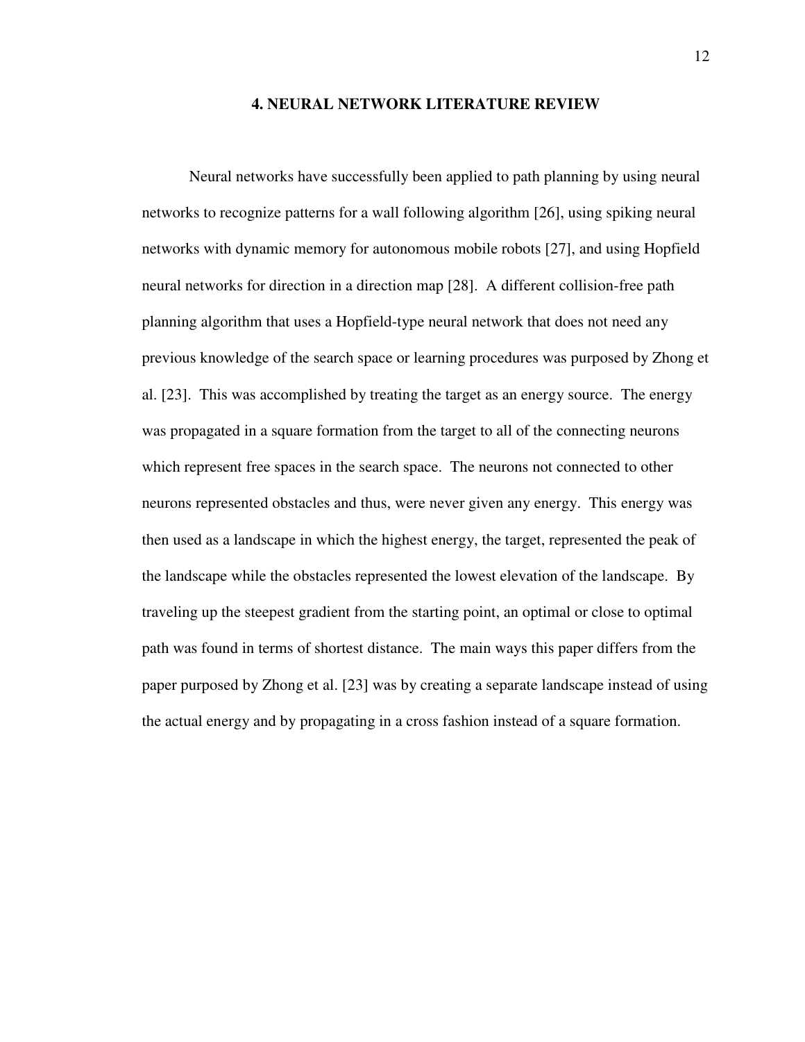# 4. NEURAL NETWORK LITERATURE REVIEW

Neural networks have successfully been applied to path planning by using neural networks to recognize patterns for a wall following algorithm [26], using spiking neural networks with dynamic memory for autonomous mobile robots [27], and using Hopfield neural networks for direction in a direction map [28]. A different collision-free path planning algorithm that uses a Hopfield-type neural network that does not need any previous knowledge of the search space or learning procedures was purposed by Zhong et al. [23]. This was accomplished by treating the target as an energy source. The energy was propagated in a square formation from the target to all of the connecting neurons which represent free spaces in the search space. The neurons not connected to other neurons represented obstacles and thus, were never given any energy. This energy was then used as a landscape in which the highest energy, the target, represented the peak of the landscape while the obstacles represented the lowest elevation of the landscape. By traveling up the steepest gradient from the starting point, an optimal or close to optimal path was found in terms of shortest distance. The main ways this paper differs from the paper purposed by Zhong et al. [23] was by creating a separate landscape instead of using the actual energy and by propagating in a cross fashion instead of a square formation.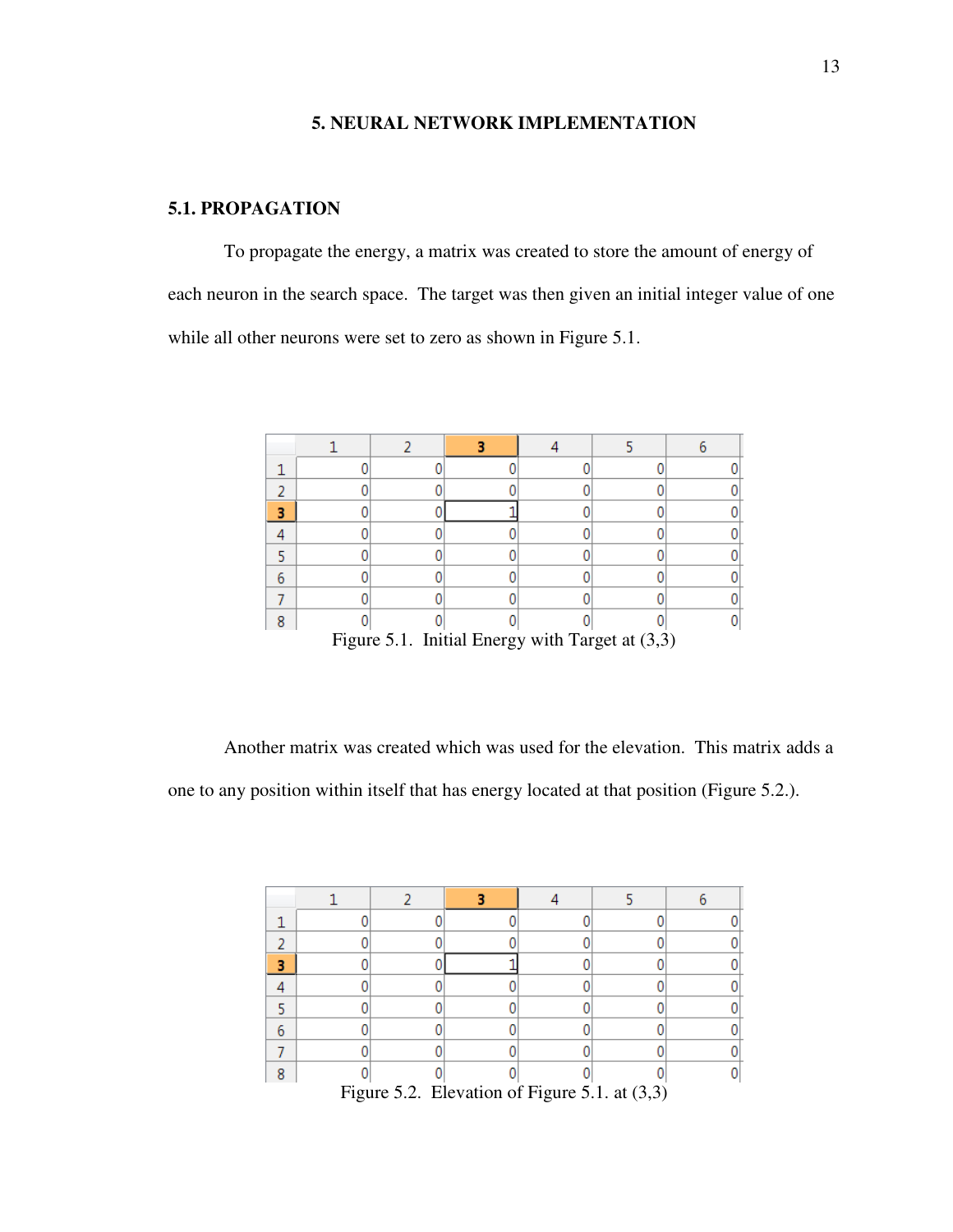# 5. NEURAL NETWORK IMPLEMENTATION

## 5.1. PROPAGATION

To propagate the energy, a matrix was created to store the amount of energy of each neuron in the search space. The target was then given an initial integer value of one while all other neurons were set to zero as shown in Figure 5.1.

| | 1 | 2 | 3 | 4 | 5 | 6 |
|---|---|---|---|---|---|---|
| 1 | 0 | 0 | 0 | 0 | 0 | 0 |
| 2 | 0 | 0 | 0 | 0 | 0 | 0 |
| 3 | 0 | 0 | 1 | 0 | 0 | 0 |
| 4 | 0 | 0 | 0 | 0 | 0 | 0 |
| 5 | 0 | 0 | 0 | 0 | 0 | 0 |
| 6 | 0 | 0 | 0 | 0 | 0 | 0 |
| 7 | 0 | 0 | 0 | 0 | 0 | 0 |
| 8 | 0 | 0 | 0 | 0 | 0 | 0 |

Figure 5.1. Initial Energy with Target at (3,3)

Another matrix was created which was used for the elevation. This matrix adds a one to any position within itself that has energy located at that position (Figure 5.2.).

| | 1 | 2 | 3 | 4 | 5 | 6 |
|---|---|---|---|---|---|---|
| 1 | 0 | 0 | 0 | 0 | 0 | 0 |
| 2 | 0 | 0 | 0 | 0 | 0 | 0 |
| 3 | 0 | 0 | 1 | 0 | 0 | 0 |
| 4 | 0 | 0 | 0 | 0 | 0 | 0 |
| 5 | 0 | 0 | 0 | 0 | 0 | 0 |
| 6 | 0 | 0 | 0 | 0 | 0 | 0 |
| 7 | 0 | 0 | 0 | 0 | 0 | 0 |
| 8 | 0 | 0 | 0 | 0 | 0 | 0 |

Figure 5.2. Elevation of Figure 5.1. at (3,3)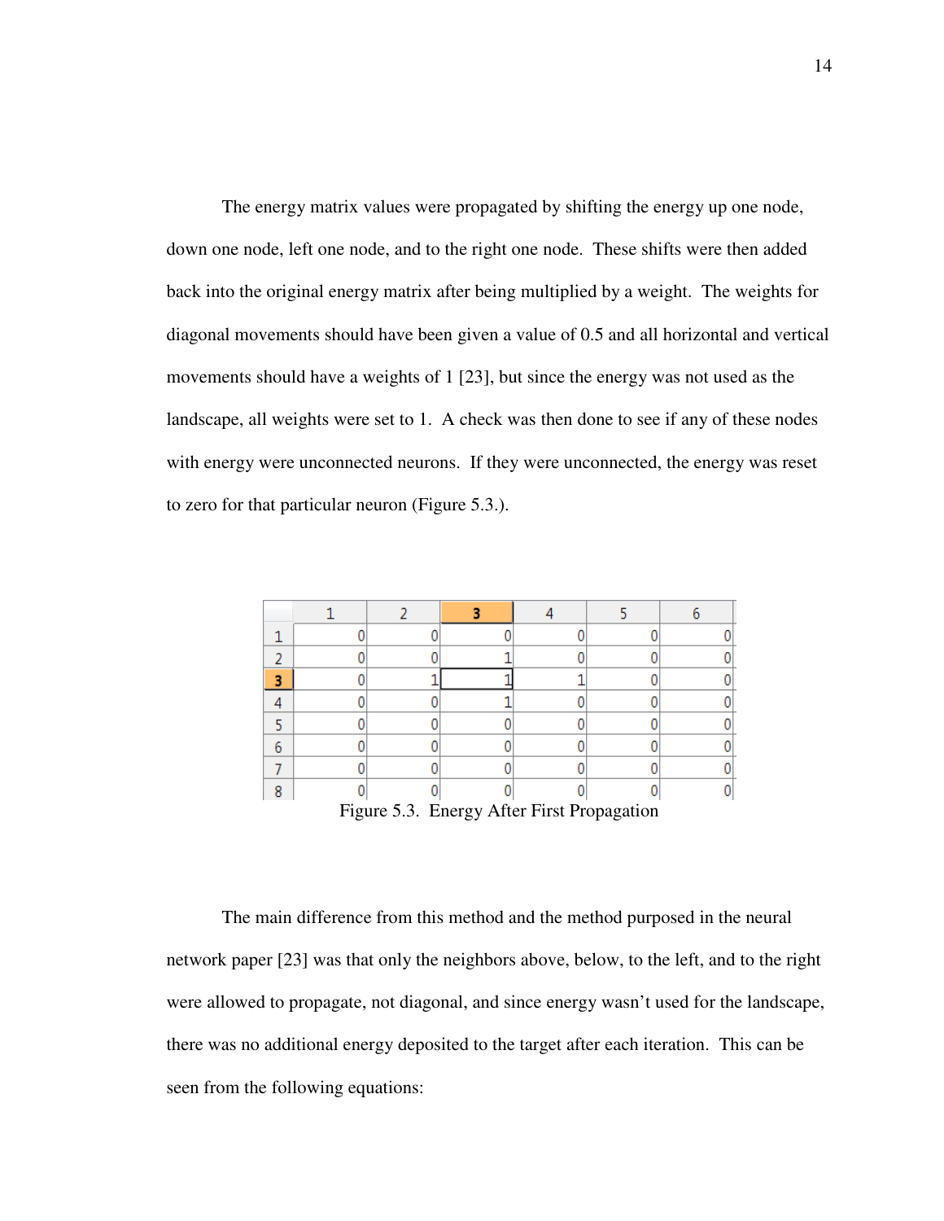The energy matrix values were propagated by shifting the energy up one node, down one node, left one node, and to the right one node. These shifts were then added back into the original energy matrix after being multiplied by a weight. The weights for diagonal movements should have been given a value of 0.5 and all horizontal and vertical movements should have a weights of 1 [23], but since the energy was not used as the landscape, all weights were set to 1. A check was then done to see if any of these nodes with energy were unconnected neurons. If they were unconnected, the energy was reset to zero for that particular neuron (Figure 5.3.).

| | 1 | 2 | 3 | 4 | 5 | 6 |
|---|---|---|---|---|---|---|
| 1 | 0 | 0 | 0 | 0 | 0 | 0 |
| 2 | 0 | 0 | 1 | 0 | 0 | 0 |
| 3 | 0 | 1 | 1 | 1 | 0 | 0 |
| 4 | 0 | 0 | 1 | 0 | 0 | 0 |
| 5 | 0 | 0 | 0 | 0 | 0 | 0 |
| 6 | 0 | 0 | 0 | 0 | 0 | 0 |
| 7 | 0 | 0 | 0 | 0 | 0 | 0 |
| 8 | 0 | 0 | 0 | 0 | 0 | 0 |

Figure 5.3. Energy After First Propagation

The main difference from this method and the method purposed in the neural network paper [23] was that only the neighbors above, below, to the left, and to the right were allowed to propagate, not diagonal, and since energy wasn't used for the landscape, there was no additional energy deposited to the target after each iteration. This can be seen from the following equations: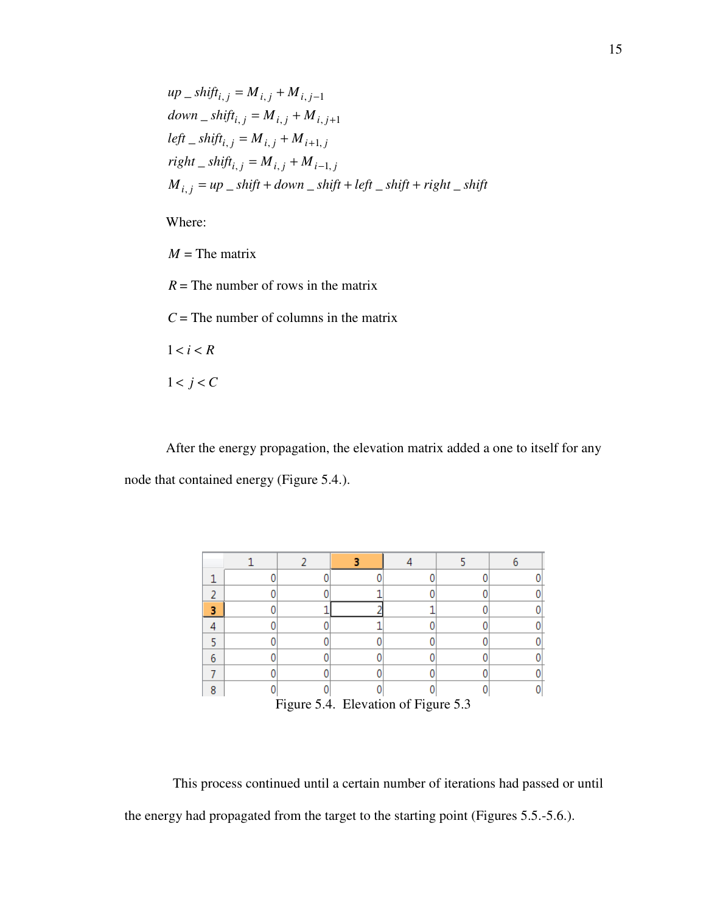$$up\_shift_{i,j} = M_{i,j} + M_{i,j-1}$$
$$down\_shift_{i,j} = M_{i,j} + M_{i,j+1}$$
$$left\_shift_{i,j} = M_{i,j} + M_{i+1,j}$$
$$right\_shift_{i,j} = M_{i,j} + M_{i-1,j}$$
$$M_{i,j} = up\_shift + down\_shift + left\_shift + right\_shift$$

Where:

$M$ = The matrix

$R$ = The number of rows in the matrix

$C$ = The number of columns in the matrix

$1 < i < R$

$1 < j < C$

After the energy propagation, the elevation matrix added a one to itself for any node that contained energy (Figure 5.4.).

| | 1 | 2 | 3 | 4 | 5 | 6 |
|---|---|---|---|---|---|---|
| 1 | 0 | 0 | 0 | 0 | 0 | 0 |
| 2 | 0 | 0 | 1 | 0 | 0 | 0 |
| 3 | 0 | 1 | 2 | 1 | 0 | 0 |
| 4 | 0 | 0 | 1 | 0 | 0 | 0 |
| 5 | 0 | 0 | 0 | 0 | 0 | 0 |
| 6 | 0 | 0 | 0 | 0 | 0 | 0 |
| 7 | 0 | 0 | 0 | 0 | 0 | 0 |
| 8 | 0 | 0 | 0 | 0 | 0 | 0 |

Figure 5.4. Elevation of Figure 5.3

This process continued until a certain number of iterations had passed or until the energy had propagated from the target to the starting point (Figures 5.5.-5.6.).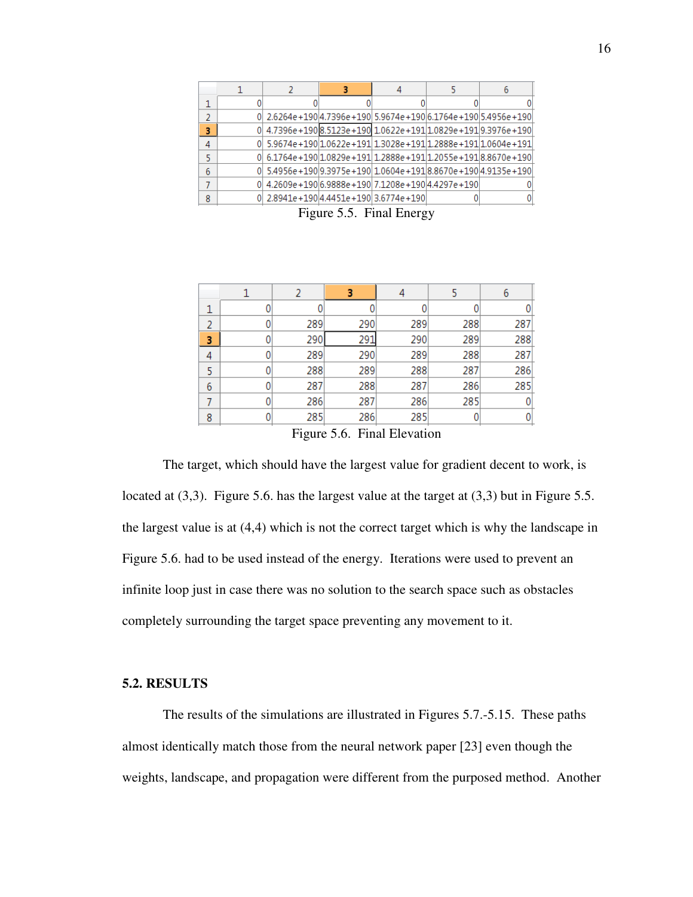|   | 1 | 2 | 3 | 4 | 5 | 6 |
|---|---|---|---|---|---|---|
| 1 | 0 | 0 | 0 | 0 | 0 | 0 |
| 2 | 0 | 2.6264e+190 | 4.7396e+190 | 5.9674e+190 | 6.1764e+190 | 5.4956e+190 |
| 3 | 0 | 4.7396e+190 | 8.5123e+190 | 1.0622e+191 | 1.0829e+191 | 9.3976e+190 |
| 4 | 0 | 5.9674e+190 | 1.0622e+191 | 1.3028e+191 | 1.2888e+191 | 1.0604e+191 |
| 5 | 0 | 6.1764e+190 | 1.0829e+191 | 1.2888e+191 | 1.2055e+191 | 8.8670e+190 |
| 6 | 0 | 5.4956e+190 | 9.3975e+190 | 1.0604e+191 | 8.8670e+190 | 4.9135e+190 |
| 7 | 0 | 4.2609e+190 | 6.9888e+190 | 7.1208e+190 | 4.4297e+190 | 0 |
| 8 | 0 | 2.8941e+190 | 4.4451e+190 | 3.6774e+190 | 0 | 0 |

Figure 5.5. Final Energy

|   | 1 | 2 | 3 | 4 | 5 | 6 |
|---|---|---|---|---|---|---|
| 1 | 0 | 0 | 0 | 0 | 0 | 0 |
| 2 | 0 | 289 | 290 | 289 | 288 | 287 |
| 3 | 0 | 290 | 291 | 290 | 289 | 288 |
| 4 | 0 | 289 | 290 | 289 | 288 | 287 |
| 5 | 0 | 288 | 289 | 288 | 287 | 286 |
| 6 | 0 | 287 | 288 | 287 | 286 | 285 |
| 7 | 0 | 286 | 287 | 286 | 285 | 0 |
| 8 | 0 | 285 | 286 | 285 | 0 | 0 |

Figure 5.6. Final Elevation

The target, which should have the largest value for gradient decent to work, is located at (3,3). Figure 5.6. has the largest value at the target at (3,3) but in Figure 5.5. the largest value is at (4,4) which is not the correct target which is why the landscape in Figure 5.6. had to be used instead of the energy. Iterations were used to prevent an infinite loop just in case there was no solution to the search space such as obstacles completely surrounding the target space preventing any movement to it.

## 5.2. RESULTS

The results of the simulations are illustrated in Figures 5.7.-5.15. These paths almost identically match those from the neural network paper [23] even though the weights, landscape, and propagation were different from the purposed method. Another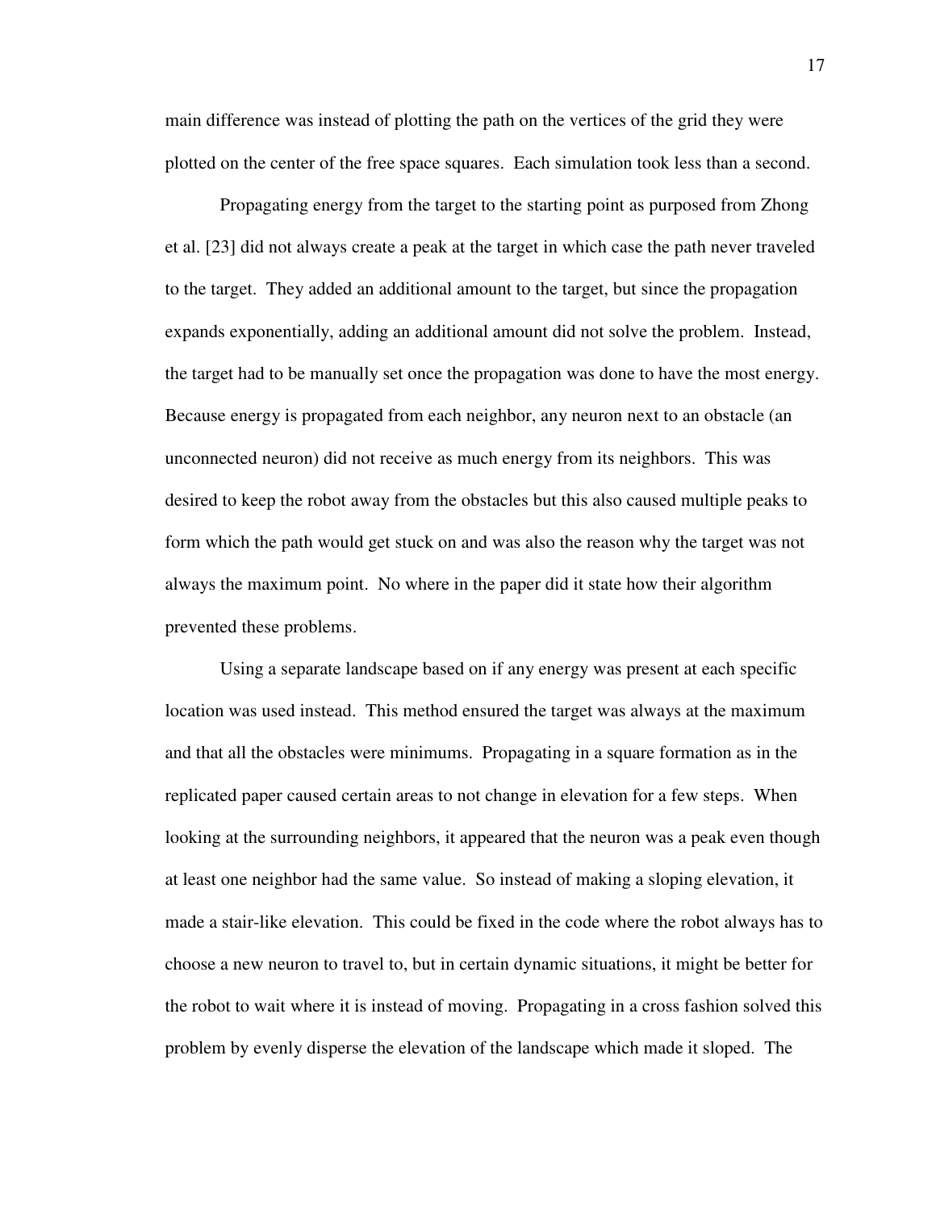main difference was instead of plotting the path on the vertices of the grid they were plotted on the center of the free space squares. Each simulation took less than a second.

Propagating energy from the target to the starting point as purposed from Zhong et al. [23] did not always create a peak at the target in which case the path never traveled to the target. They added an additional amount to the target, but since the propagation expands exponentially, adding an additional amount did not solve the problem. Instead, the target had to be manually set once the propagation was done to have the most energy. Because energy is propagated from each neighbor, any neuron next to an obstacle (an unconnected neuron) did not receive as much energy from its neighbors. This was desired to keep the robot away from the obstacles but this also caused multiple peaks to form which the path would get stuck on and was also the reason why the target was not always the maximum point. No where in the paper did it state how their algorithm prevented these problems.

Using a separate landscape based on if any energy was present at each specific location was used instead. This method ensured the target was always at the maximum and that all the obstacles were minimums. Propagating in a square formation as in the replicated paper caused certain areas to not change in elevation for a few steps. When looking at the surrounding neighbors, it appeared that the neuron was a peak even though at least one neighbor had the same value. So instead of making a sloping elevation, it made a stair-like elevation. This could be fixed in the code where the robot always has to choose a new neuron to travel to, but in certain dynamic situations, it might be better for the robot to wait where it is instead of moving. Propagating in a cross fashion solved this problem by evenly disperse the elevation of the landscape which made it sloped. The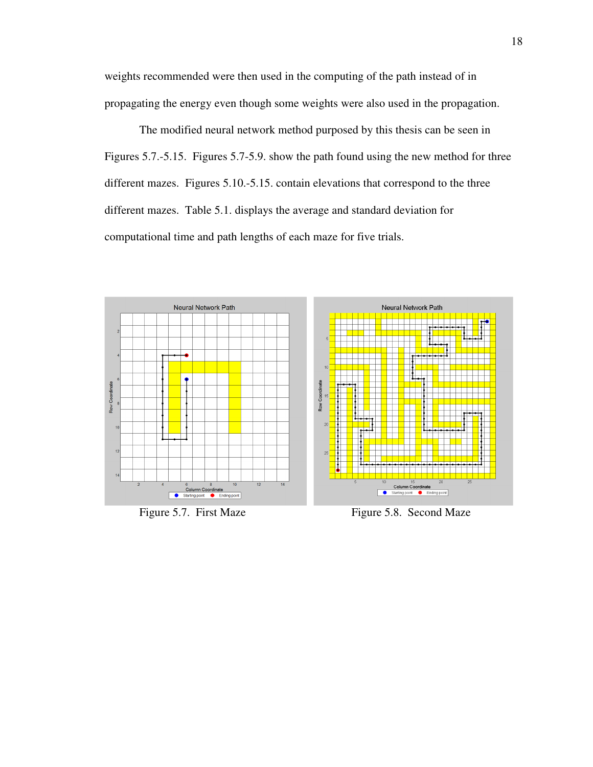weights recommended were then used in the computing of the path instead of in propagating the energy even though some weights were also used in the propagation.

The modified neural network method purposed by this thesis can be seen in Figures 5.7.-5.15. Figures 5.7-5.9. show the path found using the new method for three different mazes. Figures 5.10.-5.15. contain elevations that correspond to the three different mazes. Table 5.1. displays the average and standard deviation for computational time and path lengths of each maze for five trials.

Figure 5.7. First Maze

Figure 5.8. Second Maze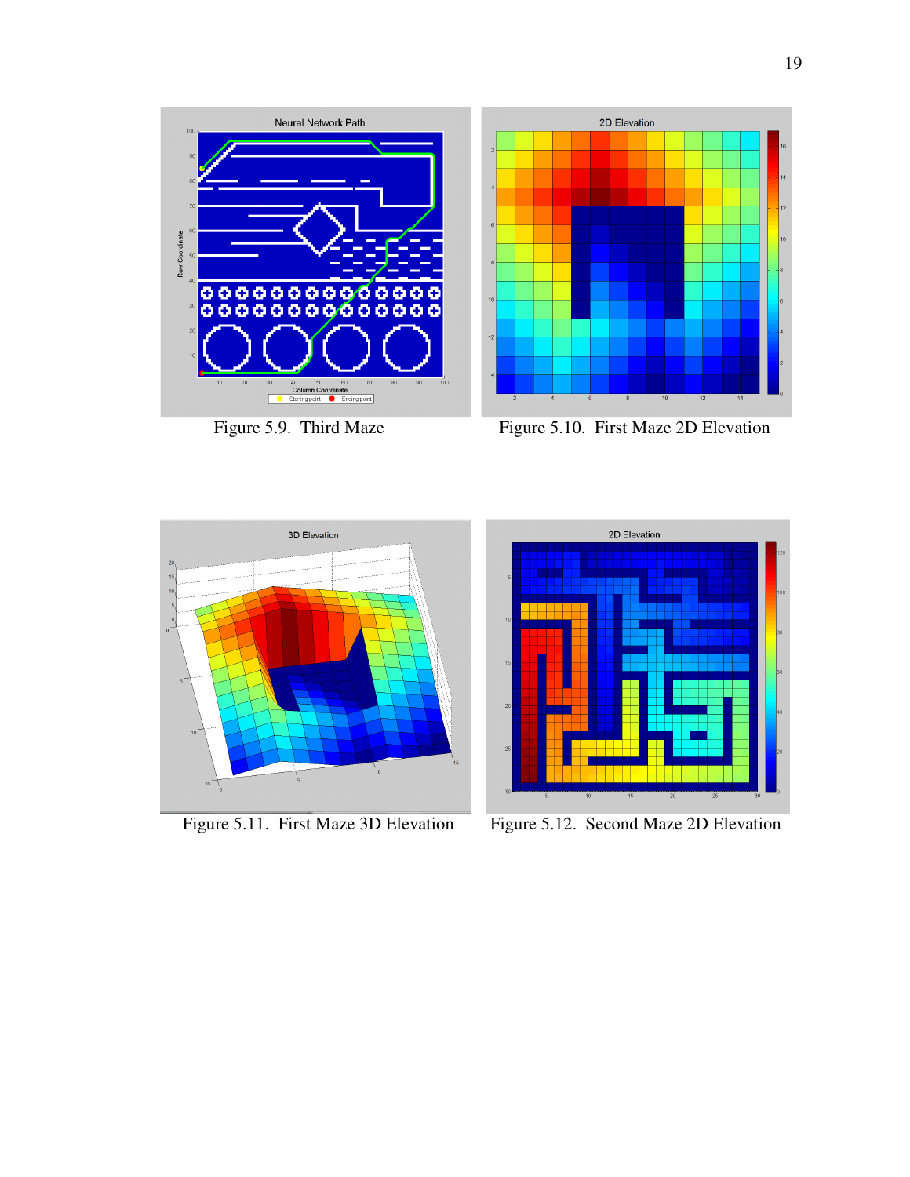Figure 5.9. Third Maze

Figure 5.10. First Maze 2D Elevation

Figure 5.11. First Maze 3D Elevation

Figure 5.12. Second Maze 2D Elevation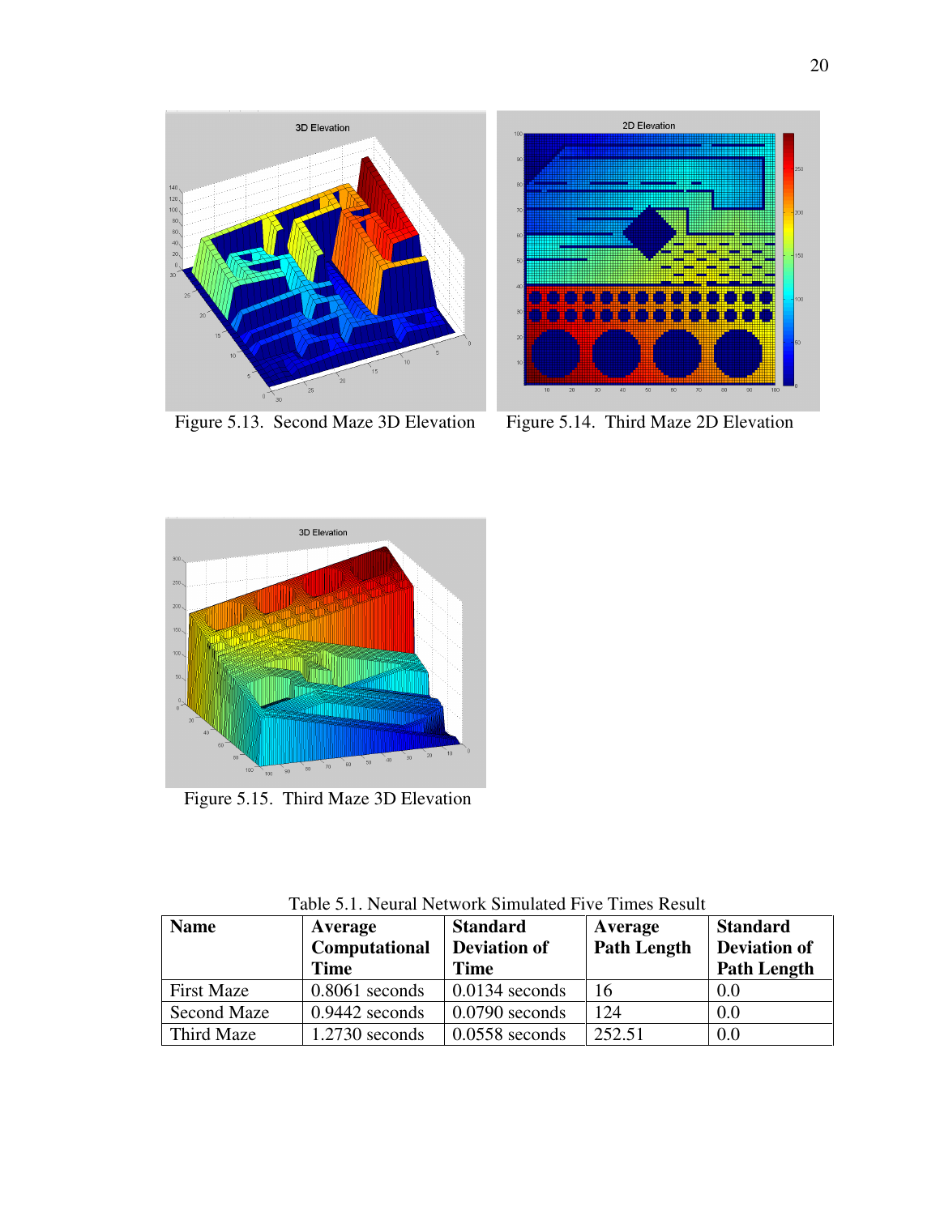Figure 5.13. Second Maze 3D Elevation

Figure 5.14. Third Maze 2D Elevation

Figure 5.15. Third Maze 3D Elevation

Table 5.1. Neural Network Simulated Five Times Result

| Name | Average Computational Time | Standard Deviation of Time | Average Path Length | Standard Deviation of Path Length |
|---|---|---|---|---|
| First Maze | 0.8061 seconds | 0.0134 seconds | 16 | 0.0 |
| Second Maze | 0.9442 seconds | 0.0790 seconds | 124 | 0.0 |
| Third Maze | 1.2730 seconds | 0.0558 seconds | 252.51 | 0.0 |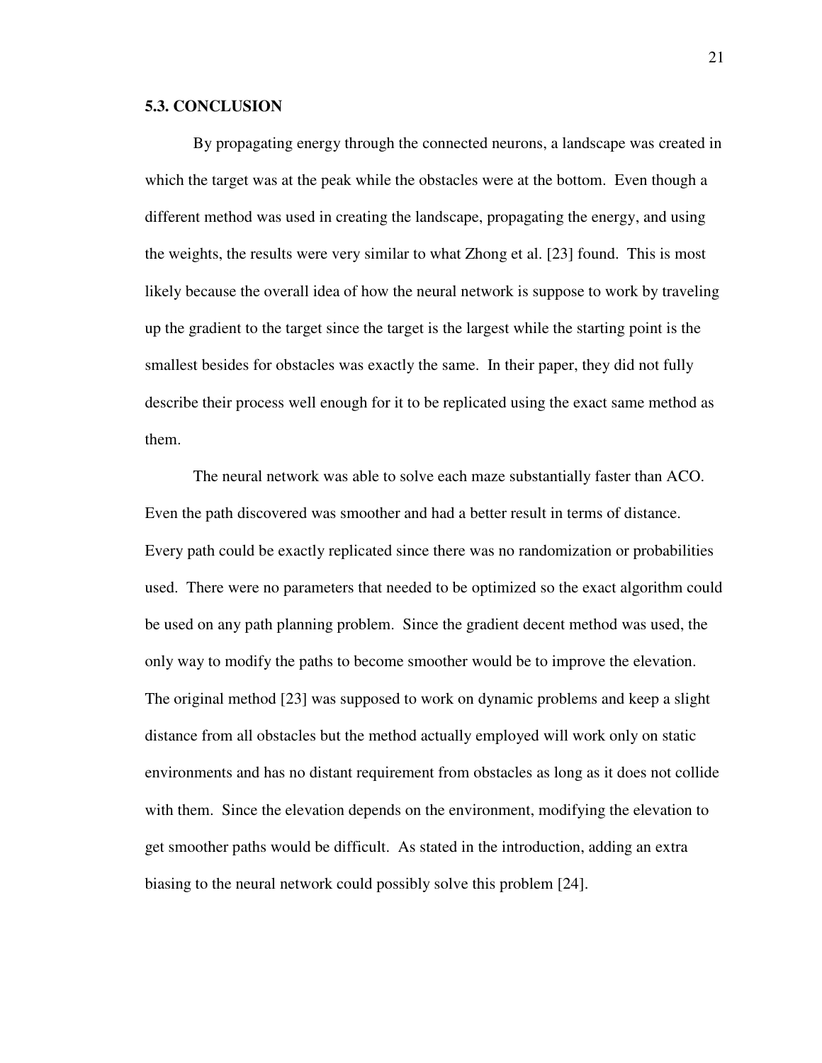### 5.3. CONCLUSION

By propagating energy through the connected neurons, a landscape was created in which the target was at the peak while the obstacles were at the bottom. Even though a different method was used in creating the landscape, propagating the energy, and using the weights, the results were very similar to what Zhong et al. [23] found. This is most likely because the overall idea of how the neural network is suppose to work by traveling up the gradient to the target since the target is the largest while the starting point is the smallest besides for obstacles was exactly the same. In their paper, they did not fully describe their process well enough for it to be replicated using the exact same method as them.

The neural network was able to solve each maze substantially faster than ACO. Even the path discovered was smoother and had a better result in terms of distance. Every path could be exactly replicated since there was no randomization or probabilities used. There were no parameters that needed to be optimized so the exact algorithm could be used on any path planning problem. Since the gradient decent method was used, the only way to modify the paths to become smoother would be to improve the elevation. The original method [23] was supposed to work on dynamic problems and keep a slight distance from all obstacles but the method actually employed will work only on static environments and has no distant requirement from obstacles as long as it does not collide with them. Since the elevation depends on the environment, modifying the elevation to get smoother paths would be difficult. As stated in the introduction, adding an extra biasing to the neural network could possibly solve this problem [24].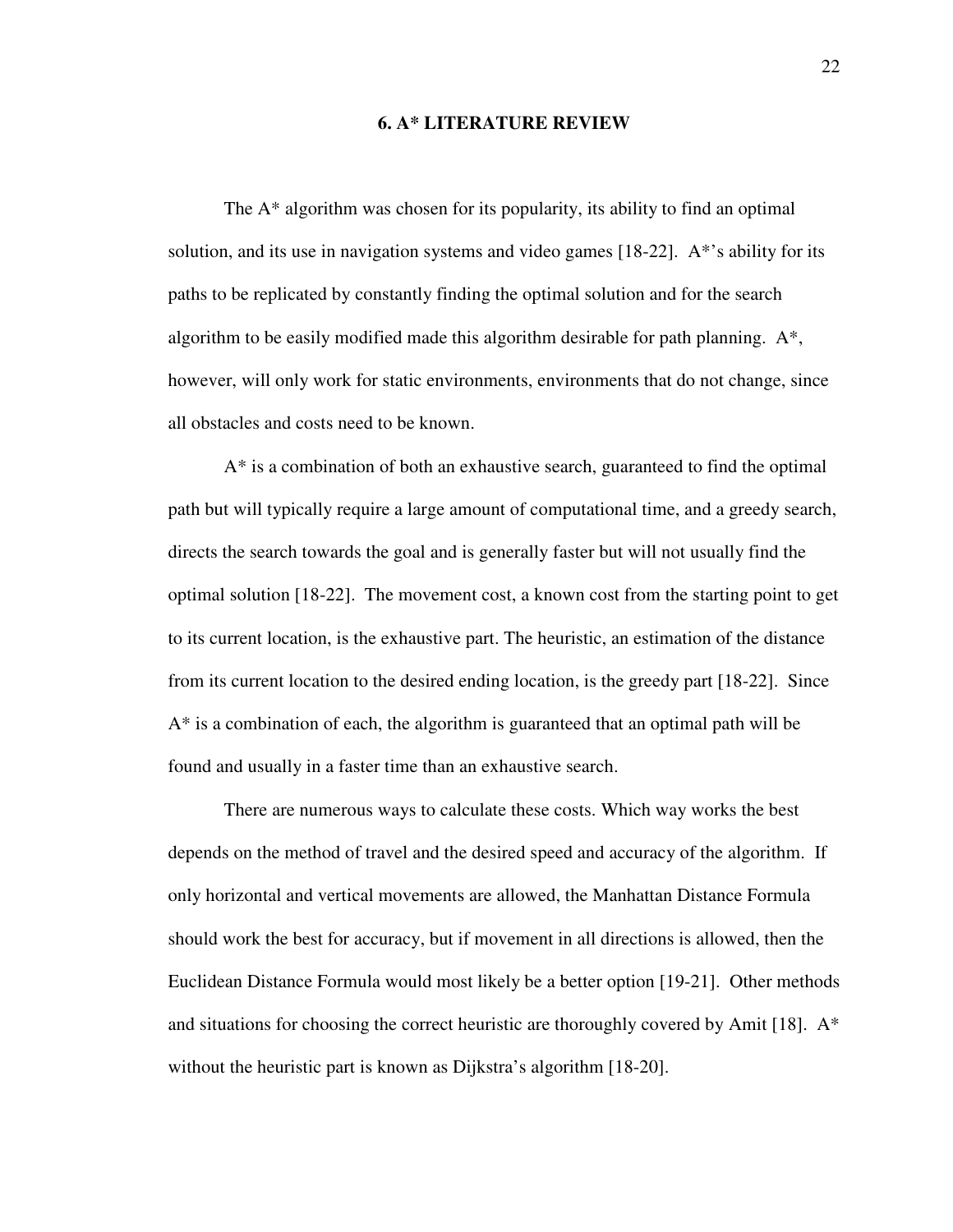# 6. A* LITERATURE REVIEW

The A* algorithm was chosen for its popularity, its ability to find an optimal solution, and its use in navigation systems and video games [18-22]. A*'s ability for its paths to be replicated by constantly finding the optimal solution and for the search algorithm to be easily modified made this algorithm desirable for path planning. A*, however, will only work for static environments, environments that do not change, since all obstacles and costs need to be known.

A* is a combination of both an exhaustive search, guaranteed to find the optimal path but will typically require a large amount of computational time, and a greedy search, directs the search towards the goal and is generally faster but will not usually find the optimal solution [18-22]. The movement cost, a known cost from the starting point to get to its current location, is the exhaustive part. The heuristic, an estimation of the distance from its current location to the desired ending location, is the greedy part [18-22]. Since A* is a combination of each, the algorithm is guaranteed that an optimal path will be found and usually in a faster time than an exhaustive search.

There are numerous ways to calculate these costs. Which way works the best depends on the method of travel and the desired speed and accuracy of the algorithm. If only horizontal and vertical movements are allowed, the Manhattan Distance Formula should work the best for accuracy, but if movement in all directions is allowed, then the Euclidean Distance Formula would most likely be a better option [19-21]. Other methods and situations for choosing the correct heuristic are thoroughly covered by Amit [18]. A* without the heuristic part is known as Dijkstra's algorithm [18-20].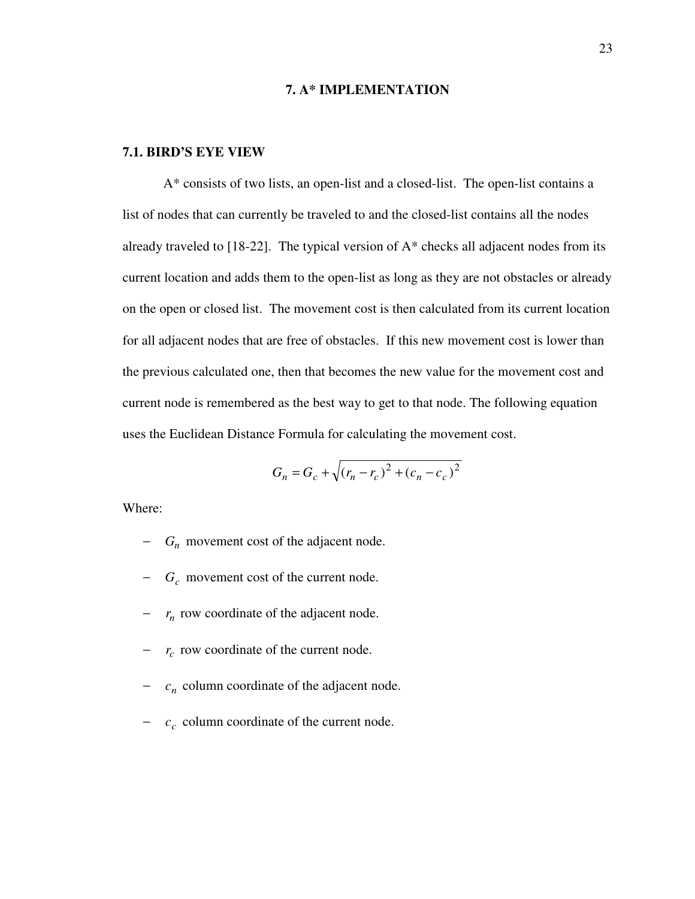# 7. A* IMPLEMENTATION

## 7.1. BIRD'S EYE VIEW

A* consists of two lists, an open-list and a closed-list. The open-list contains a list of nodes that can currently be traveled to and the closed-list contains all the nodes already traveled to [18-22]. The typical version of A* checks all adjacent nodes from its current location and adds them to the open-list as long as they are not obstacles or already on the open or closed list. The movement cost is then calculated from its current location for all adjacent nodes that are free of obstacles. If this new movement cost is lower than the previous calculated one, then that becomes the new value for the movement cost and current node is remembered as the best way to get to that node. The following equation uses the Euclidean Distance Formula for calculating the movement cost.

$$G_n = G_c + \sqrt{(r_n - r_c)^2 + (c_n - c_c)^2}$$

Where:

- $G_n$ movement cost of the adjacent node.
- $G_c$ movement cost of the current node.
- $r_n$ row coordinate of the adjacent node.
- $r_c$ row coordinate of the current node.
- $c_n$ column coordinate of the adjacent node.
- $c_c$ column coordinate of the current node.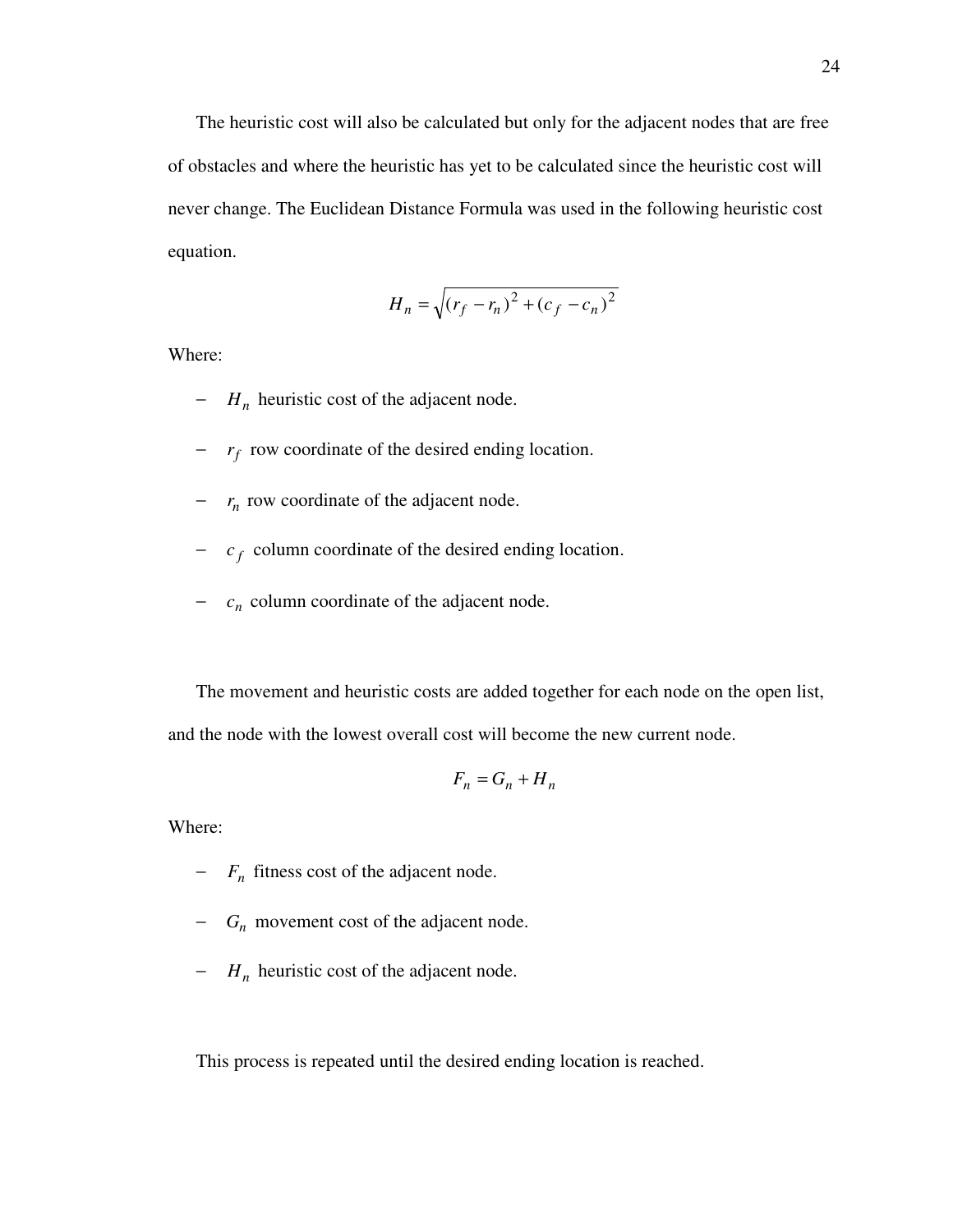The heuristic cost will also be calculated but only for the adjacent nodes that are free of obstacles and where the heuristic has yet to be calculated since the heuristic cost will never change. The Euclidean Distance Formula was used in the following heuristic cost equation.

$$H_n = \sqrt{(r_f - r_n)^2 + (c_f - c_n)^2}$$

Where:

- $H_n$ heuristic cost of the adjacent node.
- $r_f$ row coordinate of the desired ending location.
- $r_n$ row coordinate of the adjacent node.
- $c_f$ column coordinate of the desired ending location.
- $c_n$ column coordinate of the adjacent node.

The movement and heuristic costs are added together for each node on the open list, and the node with the lowest overall cost will become the new current node.

$$F_n = G_n + H_n$$

Where:

- $F_n$ fitness cost of the adjacent node.
- $G_n$ movement cost of the adjacent node.
- $H_n$ heuristic cost of the adjacent node.

This process is repeated until the desired ending location is reached.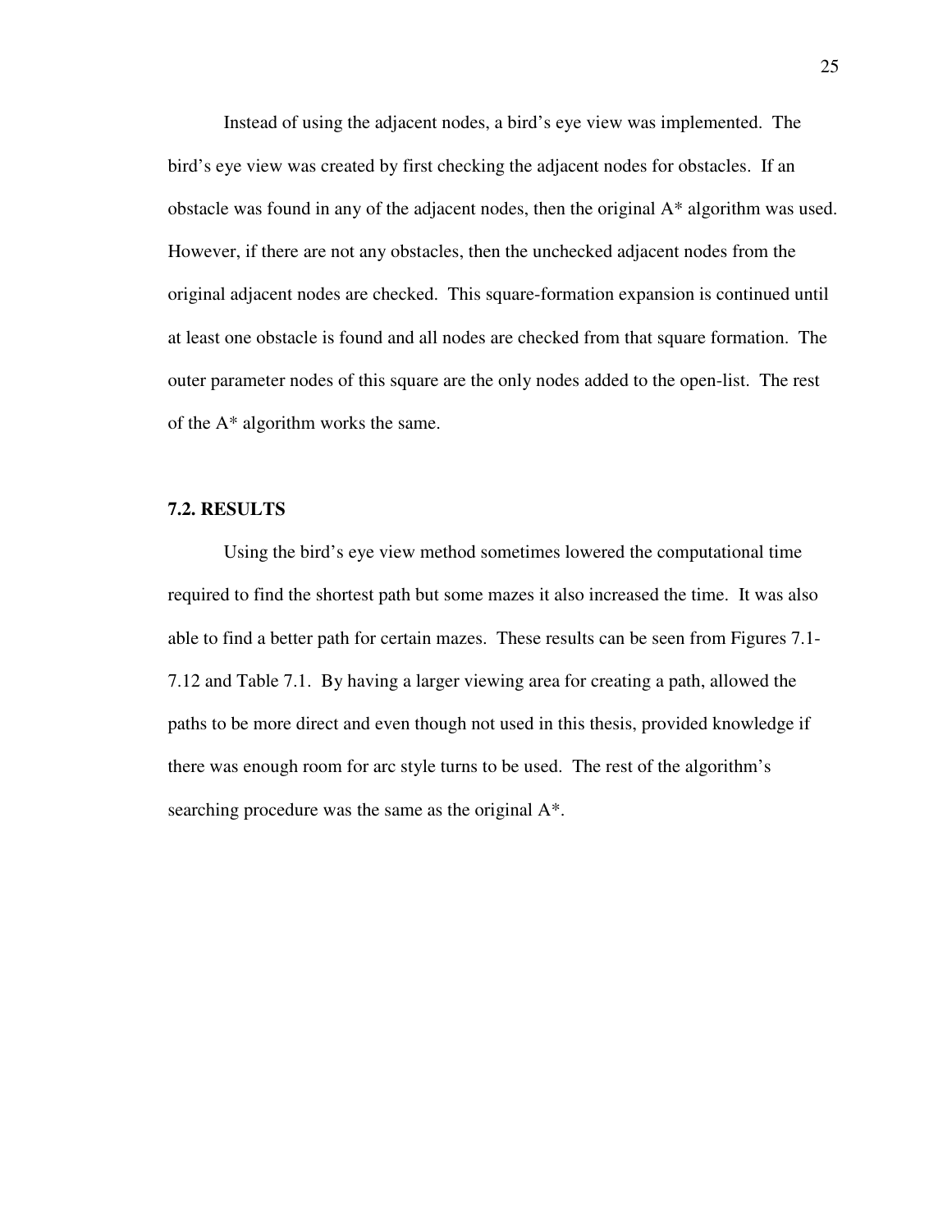Instead of using the adjacent nodes, a bird's eye view was implemented. The bird's eye view was created by first checking the adjacent nodes for obstacles. If an obstacle was found in any of the adjacent nodes, then the original A* algorithm was used. However, if there are not any obstacles, then the unchecked adjacent nodes from the original adjacent nodes are checked. This square-formation expansion is continued until at least one obstacle is found and all nodes are checked from that square formation. The outer parameter nodes of this square are the only nodes added to the open-list. The rest of the A* algorithm works the same.

### 7.2. RESULTS

Using the bird's eye view method sometimes lowered the computational time required to find the shortest path but some mazes it also increased the time. It was also able to find a better path for certain mazes. These results can be seen from Figures 7.1-7.12 and Table 7.1. By having a larger viewing area for creating a path, allowed the paths to be more direct and even though not used in this thesis, provided knowledge if there was enough room for arc style turns to be used. The rest of the algorithm's searching procedure was the same as the original A*.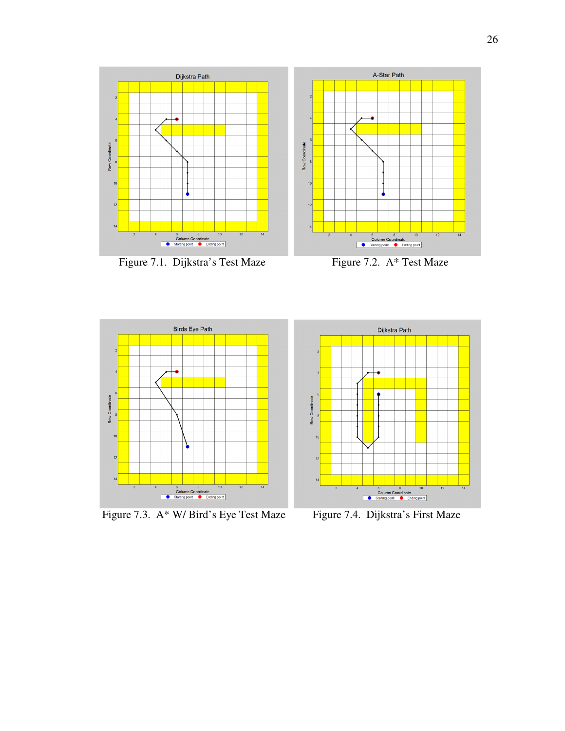Figure 7.1. Dijkstra's Test Maze

Figure 7.2. A* Test Maze

Figure 7.3. A* W/ Bird's Eye Test Maze

Figure 7.4. Dijkstra's First Maze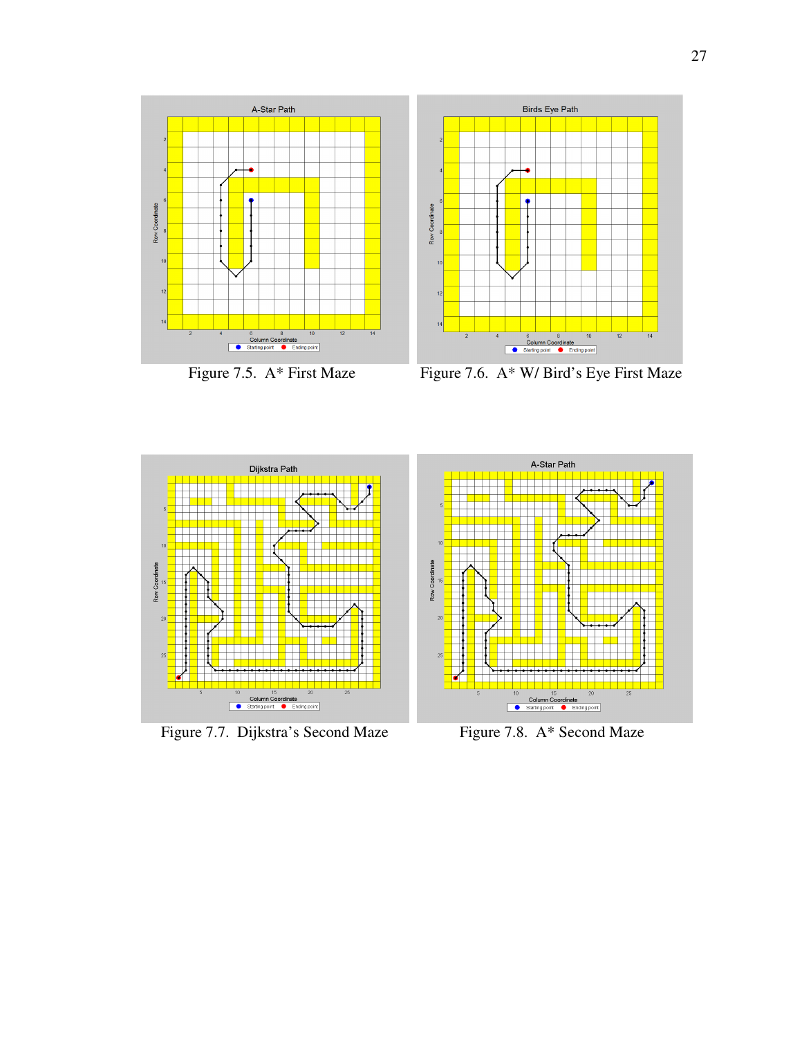Figure 7.5. A* First Maze

Figure 7.6. A* W/ Bird's Eye First Maze

Figure 7.7. Dijkstra's Second Maze

Figure 7.8. A* Second Maze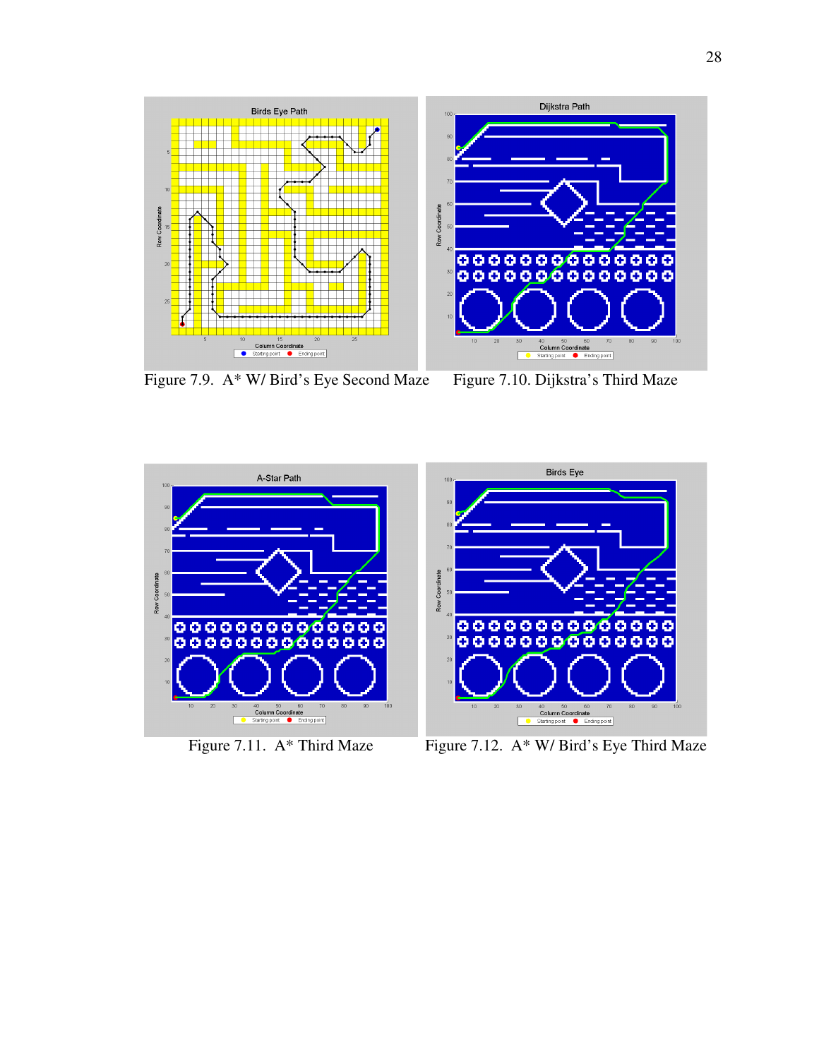Figure 7.9. A* W/ Bird's Eye Second Maze

Figure 7.10. Dijkstra's Third Maze

Figure 7.11. A* Third Maze

Figure 7.12. A* W/ Bird's Eye Third Maze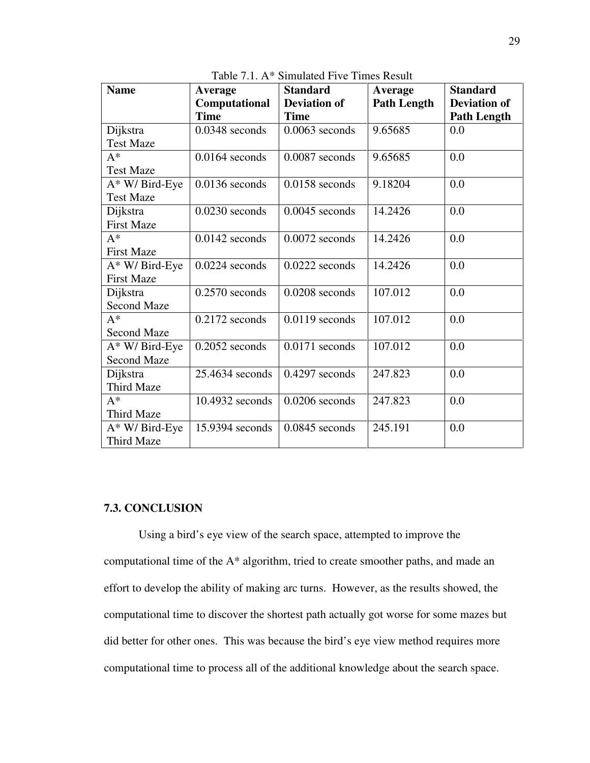Table 7.1. A* Simulated Five Times Result

| Name | Average Computational Time | Standard Deviation of Time | Average Path Length | Standard Deviation of Path Length |
|---|---|---|---|---|
| Dijkstra Test Maze | 0.0348 seconds | 0.0063 seconds | 9.65685 | 0.0 |
| A* Test Maze | 0.0164 seconds | 0.0087 seconds | 9.65685 | 0.0 |
| A* W/ Bird-Eye Test Maze | 0.0136 seconds | 0.0158 seconds | 9.18204 | 0.0 |
| Dijkstra First Maze | 0.0230 seconds | 0.0045 seconds | 14.2426 | 0.0 |
| A* First Maze | 0.0142 seconds | 0.0072 seconds | 14.2426 | 0.0 |
| A* W/ Bird-Eye First Maze | 0.0224 seconds | 0.0222 seconds | 14.2426 | 0.0 |
| Dijkstra Second Maze | 0.2570 seconds | 0.0208 seconds | 107.012 | 0.0 |
| A* Second Maze | 0.2172 seconds | 0.0119 seconds | 107.012 | 0.0 |
| A* W/ Bird-Eye Second Maze | 0.2052 seconds | 0.0171 seconds | 107.012 | 0.0 |
| Dijkstra Third Maze | 25.4634 seconds | 0.4297 seconds | 247.823 | 0.0 |
| A* Third Maze | 10.4932 seconds | 0.0206 seconds | 247.823 | 0.0 |
| A* W/ Bird-Eye Third Maze | 15.9394 seconds | 0.0845 seconds | 245.191 | 0.0 |

### 7.3. CONCLUSION

Using a bird's eye view of the search space, attempted to improve the computational time of the A* algorithm, tried to create smoother paths, and made an effort to develop the ability of making arc turns. However, as the results showed, the computational time to discover the shortest path actually got worse for some mazes but did better for other ones. This was because the bird's eye view method requires more computational time to process all of the additional knowledge about the search space.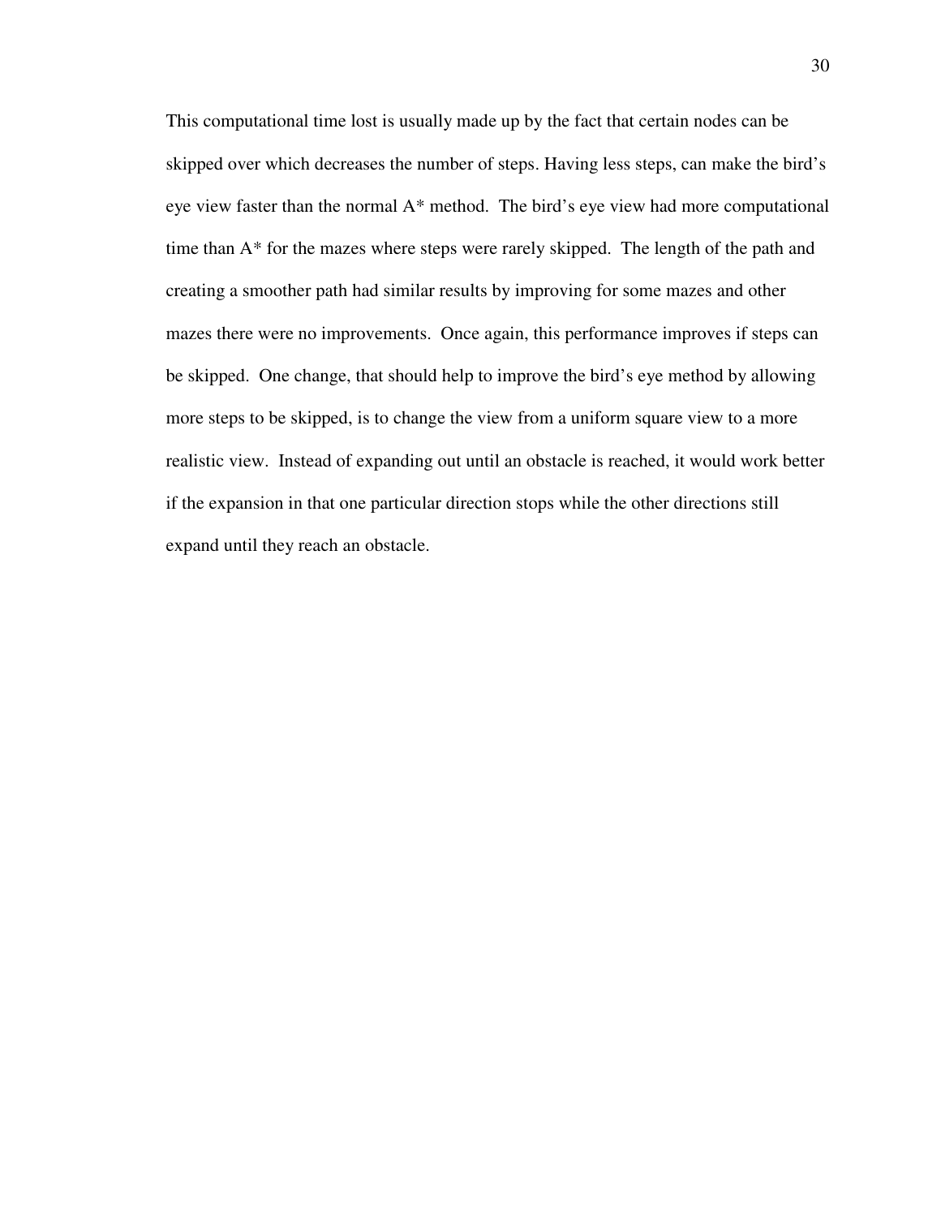This computational time lost is usually made up by the fact that certain nodes can be skipped over which decreases the number of steps. Having less steps, can make the bird's eye view faster than the normal A* method. The bird's eye view had more computational time than A* for the mazes where steps were rarely skipped. The length of the path and creating a smoother path had similar results by improving for some mazes and other mazes there were no improvements. Once again, this performance improves if steps can be skipped. One change, that should help to improve the bird's eye method by allowing more steps to be skipped, is to change the view from a uniform square view to a more realistic view. Instead of expanding out until an obstacle is reached, it would work better if the expansion in that one particular direction stops while the other directions still expand until they reach an obstacle.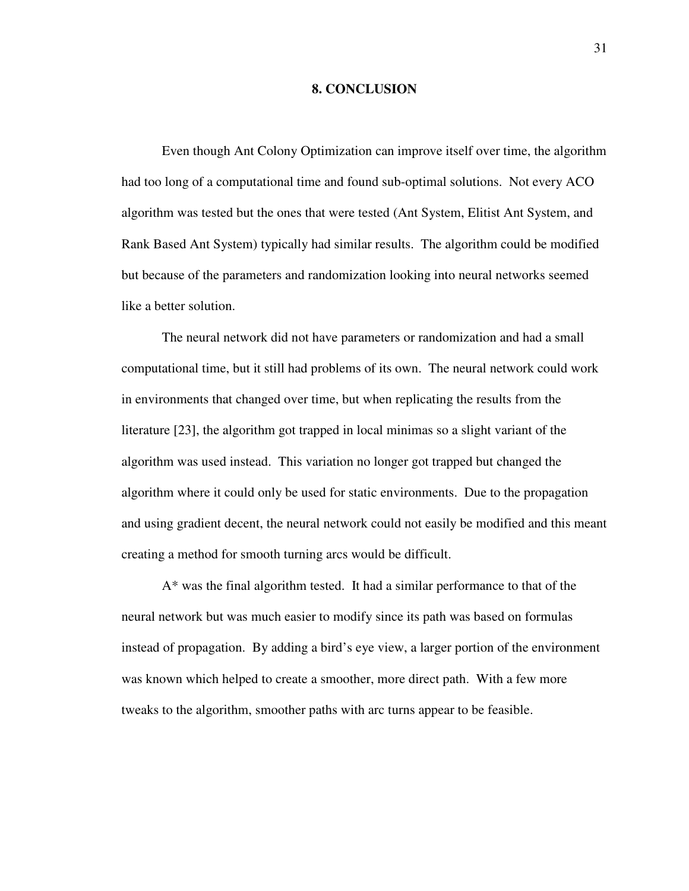# 8. CONCLUSION

Even though Ant Colony Optimization can improve itself over time, the algorithm had too long of a computational time and found sub-optimal solutions. Not every ACO algorithm was tested but the ones that were tested (Ant System, Elitist Ant System, and Rank Based Ant System) typically had similar results. The algorithm could be modified but because of the parameters and randomization looking into neural networks seemed like a better solution.

The neural network did not have parameters or randomization and had a small computational time, but it still had problems of its own. The neural network could work in environments that changed over time, but when replicating the results from the literature [23], the algorithm got trapped in local minimas so a slight variant of the algorithm was used instead. This variation no longer got trapped but changed the algorithm where it could only be used for static environments. Due to the propagation and using gradient decent, the neural network could not easily be modified and this meant creating a method for smooth turning arcs would be difficult.

A* was the final algorithm tested. It had a similar performance to that of the neural network but was much easier to modify since its path was based on formulas instead of propagation. By adding a bird's eye view, a larger portion of the environment was known which helped to create a smoother, more direct path. With a few more tweaks to the algorithm, smoother paths with arc turns appear to be feasible.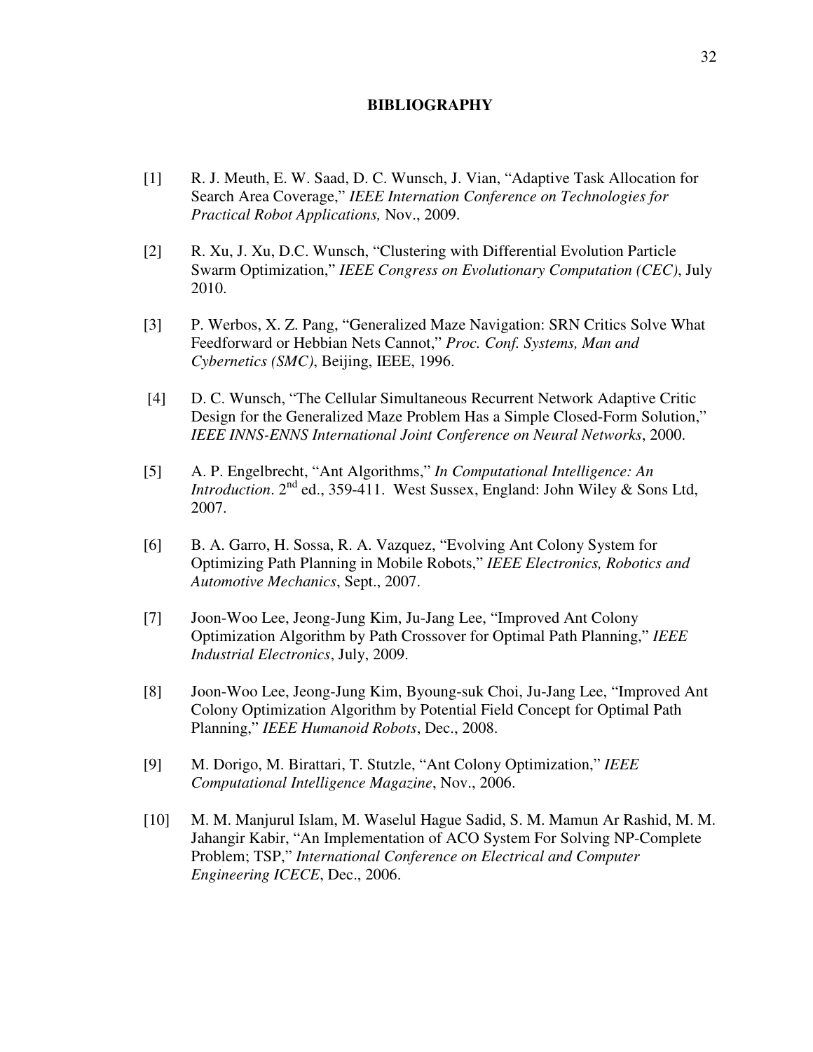# BIBLIOGRAPHY

[1] R. J. Meuth, E. W. Saad, D. C. Wunsch, J. Vian, “Adaptive Task Allocation for Search Area Coverage,” *IEEE Internation Conference on Technologies for Practical Robot Applications,* Nov., 2009.

[2] R. Xu, J. Xu, D.C. Wunsch, “Clustering with Differential Evolution Particle Swarm Optimization,” *IEEE Congress on Evolutionary Computation (CEC)*, July 2010.

[3] P. Werbos, X. Z. Pang, “Generalized Maze Navigation: SRN Critics Solve What Feedforward or Hebbian Nets Cannot,” *Proc. Conf. Systems, Man and Cybernetics (SMC)*, Beijing, IEEE, 1996.

[4] D. C. Wunsch, “The Cellular Simultaneous Recurrent Network Adaptive Critic Design for the Generalized Maze Problem Has a Simple Closed-Form Solution,” *IEEE INNS-ENNS International Joint Conference on Neural Networks*, 2000.

[5] A. P. Engelbrecht, “Ant Algorithms,” *In Computational Intelligence: An Introduction*. 2nd ed., 359-411. West Sussex, England: John Wiley & Sons Ltd, 2007.

[6] B. A. Garro, H. Sossa, R. A. Vazquez, “Evolving Ant Colony System for Optimizing Path Planning in Mobile Robots,” *IEEE Electronics, Robotics and Automotive Mechanics*, Sept., 2007.

[7] Joon-Woo Lee, Jeong-Jung Kim, Ju-Jang Lee, “Improved Ant Colony Optimization Algorithm by Path Crossover for Optimal Path Planning,” *IEEE Industrial Electronics*, July, 2009.

[8] Joon-Woo Lee, Jeong-Jung Kim, Byoung-suk Choi, Ju-Jang Lee, “Improved Ant Colony Optimization Algorithm by Potential Field Concept for Optimal Path Planning,” *IEEE Humanoid Robots*, Dec., 2008.

[9] M. Dorigo, M. Birattari, T. Stutzle, “Ant Colony Optimization,” *IEEE Computational Intelligence Magazine*, Nov., 2006.

[10] M. M. Manjurul Islam, M. Waselul Hague Sadid, S. M. Mamun Ar Rashid, M. M. Jahangir Kabir, “An Implementation of ACO System For Solving NP-Complete Problem; TSP,” *International Conference on Electrical and Computer Engineering ICECE*, Dec., 2006.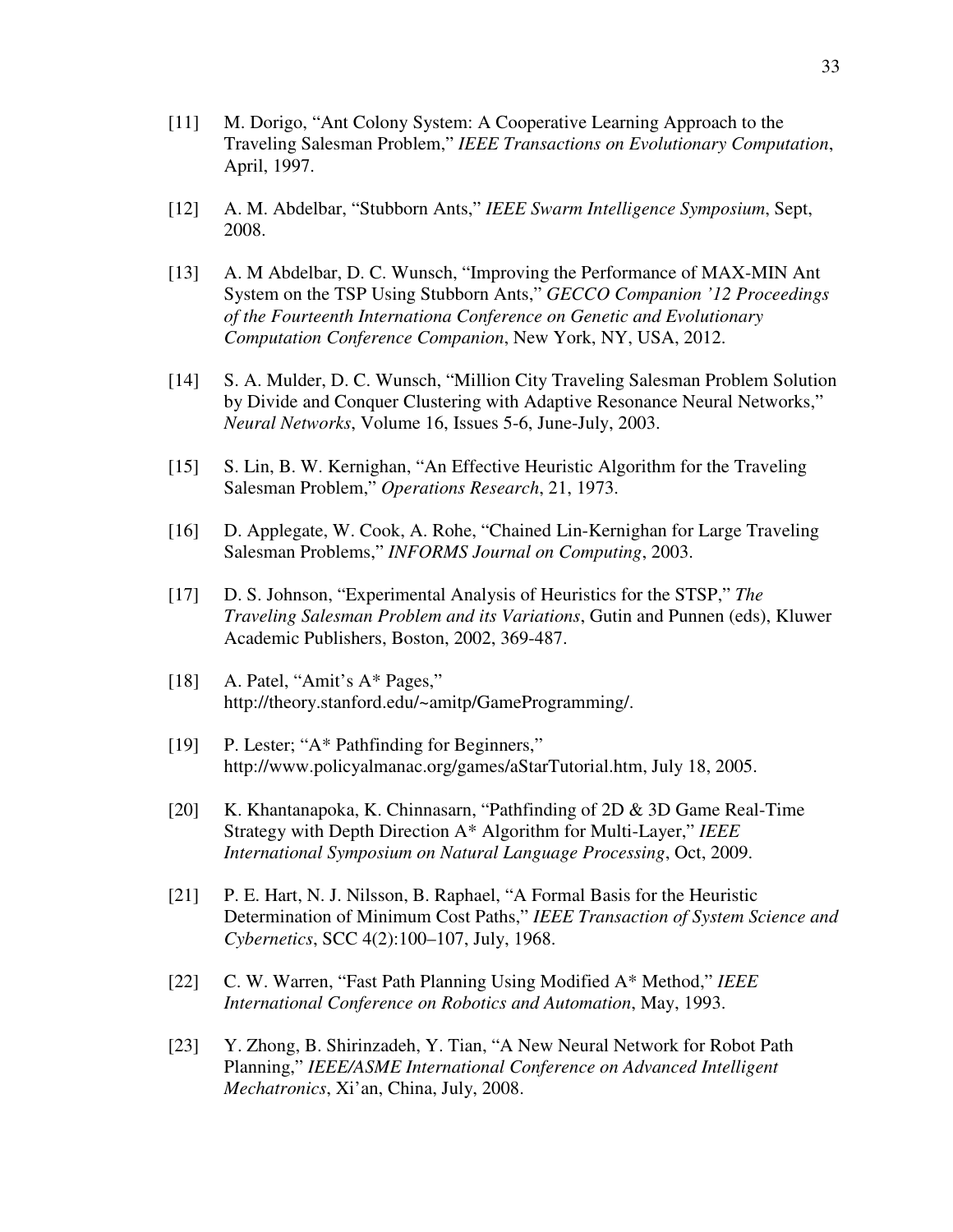[11] M. Dorigo, "Ant Colony System: A Cooperative Learning Approach to the Traveling Salesman Problem," *IEEE Transactions on Evolutionary Computation*, April, 1997.

[12] A. M. Abdelbar, "Stubborn Ants," *IEEE Swarm Intelligence Symposium*, Sept, 2008.

[13] A. M Abdelbar, D. C. Wunsch, "Improving the Performance of MAX-MIN Ant System on the TSP Using Stubborn Ants," *GECCO Companion '12 Proceedings of the Fourteenth Internationa Conference on Genetic and Evolutionary Computation Conference Companion*, New York, NY, USA, 2012.

[14] S. A. Mulder, D. C. Wunsch, "Million City Traveling Salesman Problem Solution by Divide and Conquer Clustering with Adaptive Resonance Neural Networks," *Neural Networks*, Volume 16, Issues 5-6, June-July, 2003.

[15] S. Lin, B. W. Kernighan, "An Effective Heuristic Algorithm for the Traveling Salesman Problem," *Operations Research*, 21, 1973.

[16] D. Applegate, W. Cook, A. Rohe, "Chained Lin-Kernighan for Large Traveling Salesman Problems," *INFORMS Journal on Computing*, 2003.

[17] D. S. Johnson, "Experimental Analysis of Heuristics for the STSP," *The Traveling Salesman Problem and its Variations*, Gutin and Punnen (eds), Kluwer Academic Publishers, Boston, 2002, 369-487.

[18] A. Patel, "Amit's A* Pages," http://theory.stanford.edu/~amitp/GameProgramming/.

[19] P. Lester; "A* Pathfinding for Beginners," http://www.policyalmanac.org/games/aStarTutorial.htm, July 18, 2005.

[20] K. Khantanapoka, K. Chinnasarn, "Pathfinding of 2D & 3D Game Real-Time Strategy with Depth Direction A* Algorithm for Multi-Layer," *IEEE International Symposium on Natural Language Processing*, Oct, 2009.

[21] P. E. Hart, N. J. Nilsson, B. Raphael, "A Formal Basis for the Heuristic Determination of Minimum Cost Paths," *IEEE Transaction of System Science and Cybernetics*, SCC 4(2):100–107, July, 1968.

[22] C. W. Warren, "Fast Path Planning Using Modified A* Method," *IEEE International Conference on Robotics and Automation*, May, 1993.

[23] Y. Zhong, B. Shirinzadeh, Y. Tian, "A New Neural Network for Robot Path Planning," *IEEE/ASME International Conference on Advanced Intelligent Mechatronics*, Xi'an, China, July, 2008.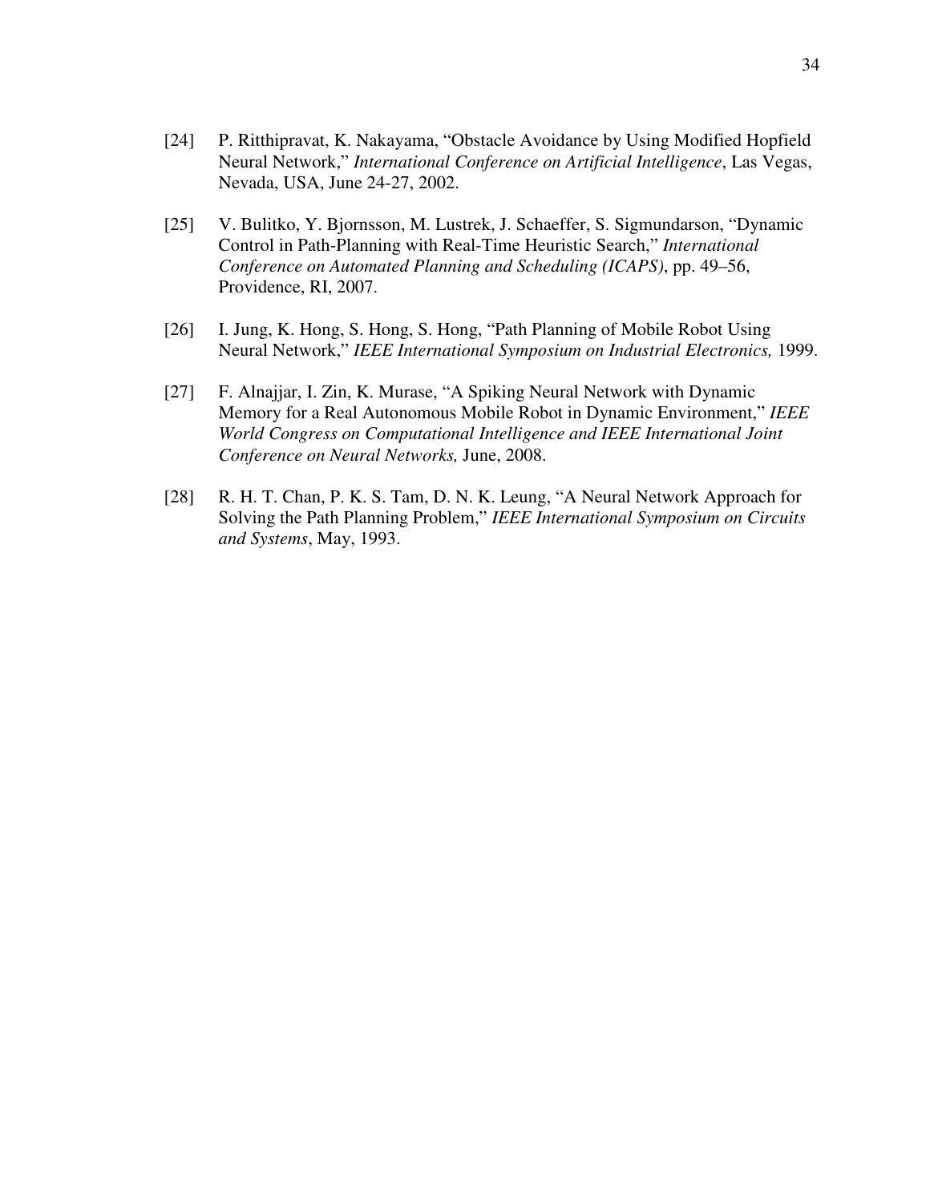[24] P. Ritthipravat, K. Nakayama, "Obstacle Avoidance by Using Modified Hopfield Neural Network," *International Conference on Artificial Intelligence*, Las Vegas, Nevada, USA, June 24-27, 2002.

[25] V. Bulitko, Y. Bjornsson, M. Lustrek, J. Schaeffer, S. Sigmundarson, "Dynamic Control in Path-Planning with Real-Time Heuristic Search," *International Conference on Automated Planning and Scheduling (ICAPS)*, pp. 49–56, Providence, RI, 2007.

[26] I. Jung, K. Hong, S. Hong, S. Hong, "Path Planning of Mobile Robot Using Neural Network," *IEEE International Symposium on Industrial Electronics,* 1999.

[27] F. Alnajjar, I. Zin, K. Murase, "A Spiking Neural Network with Dynamic Memory for a Real Autonomous Mobile Robot in Dynamic Environment," *IEEE World Congress on Computational Intelligence and IEEE International Joint Conference on Neural Networks,* June, 2008.

[28] R. H. T. Chan, P. K. S. Tam, D. N. K. Leung, "A Neural Network Approach for Solving the Path Planning Problem," *IEEE International Symposium on Circuits and Systems*, May, 1993.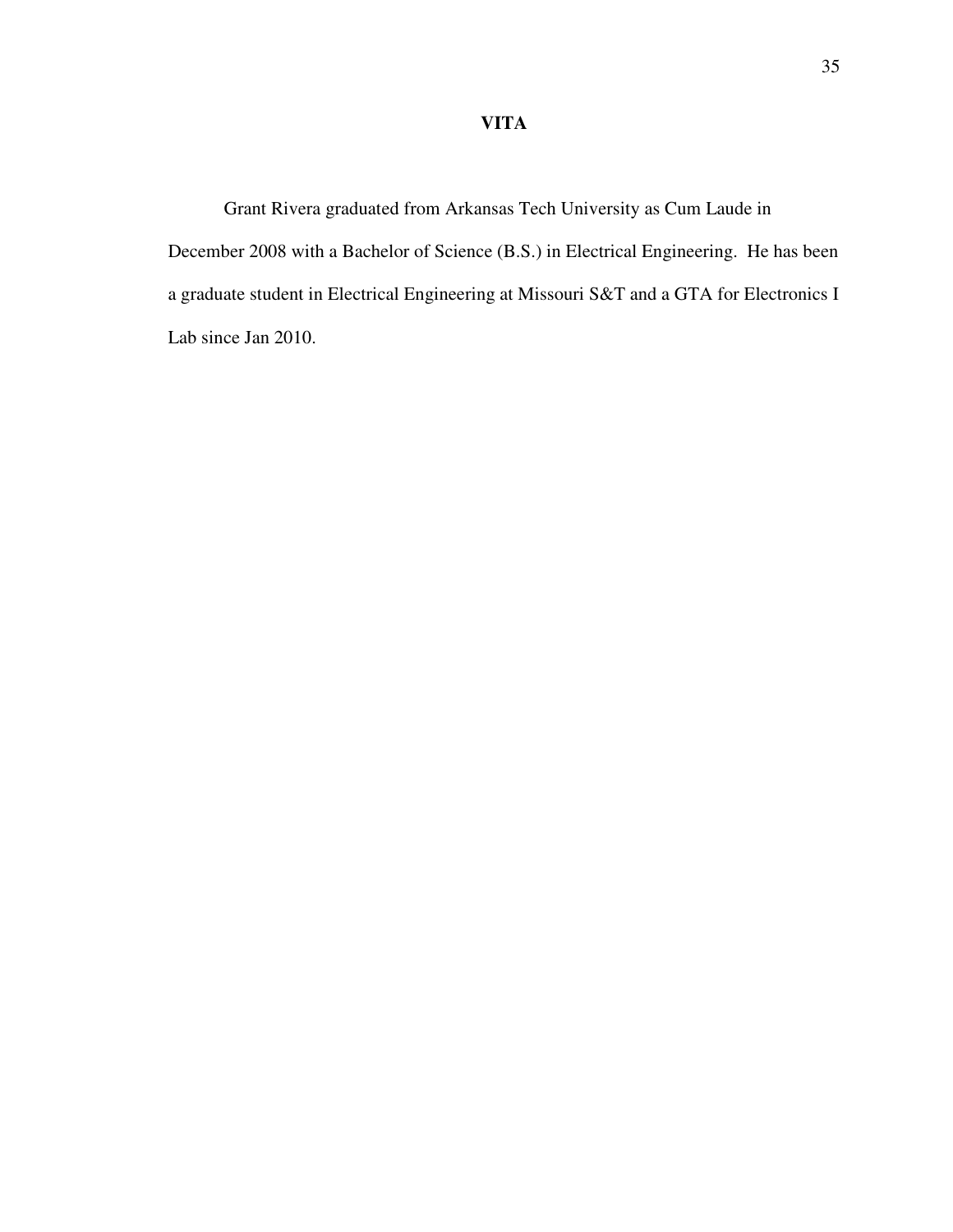# VITA

Grant Rivera graduated from Arkansas Tech University as Cum Laude in December 2008 with a Bachelor of Science (B.S.) in Electrical Engineering. He has been a graduate student in Electrical Engineering at Missouri S&T and a GTA for Electronics I Lab since Jan 2010.